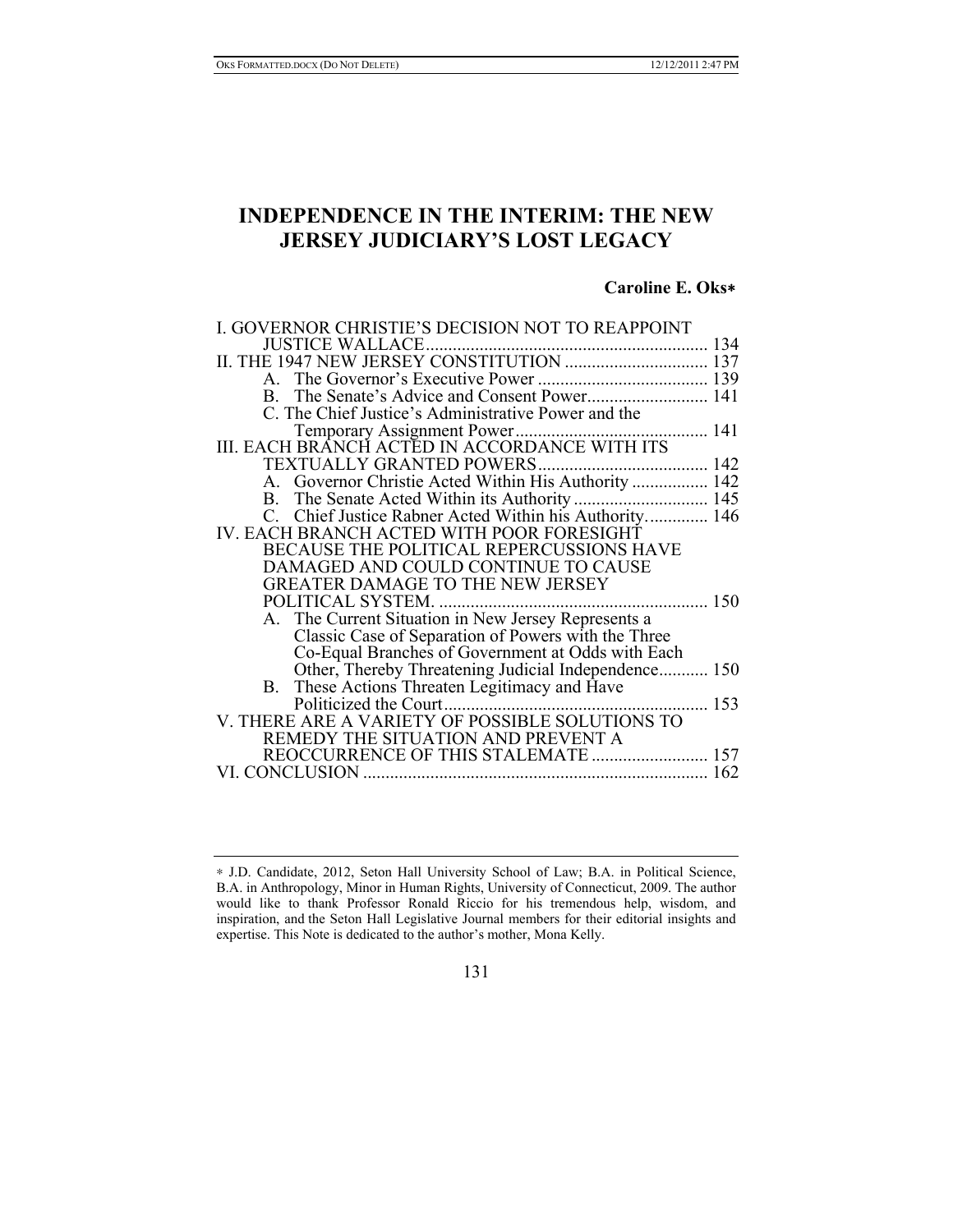# INDEPENDENCE IN THE INTERIM: THE NEW JERSEY JUDICIARY'S LOST LEGACY

**Caroline E. Oks***

I. GOVERNOR CHRISTIE'S DECISION NOT TO REAPPOINT JUSTICE WALLACE ............................................................. 134

II. THE 1947 NEW JERSEY CONSTITUTION ................................ 137

- A. The Governor's Executive Power ...................................... 139
- B. The Senate's Advice and Consent Power........................... 141
- C. The Chief Justice's Administrative Power and the Temporary Assignment Power........................................... 141

III. EACH BRANCH ACTED IN ACCORDANCE WITH ITS TEXTUALLY GRANTED POWERS...................................... 142

- A. Governor Christie Acted Within His Authority ................. 142
- B. The Senate Acted Within its Authority .............................. 145
- C. Chief Justice Rabner Acted Within his Authority.............. 146

IV. EACH BRANCH ACTED WITH POOR FORESIGHT BECAUSE THE POLITICAL REPERCUSSIONS HAVE DAMAGED AND COULD CONTINUE TO CAUSE GREATER DAMAGE TO THE NEW JERSEY POLITICAL SYSTEM. ........................................................... 150

- A. The Current Situation in New Jersey Represents a Classic Case of Separation of Powers with the Three Co-Equal Branches of Government at Odds with Each Other, Thereby Threatening Judicial Independence........... 150
- B. These Actions Threaten Legitimacy and Have Politicized the Court........................................................... 153

V. THERE ARE A VARIETY OF POSSIBLE SOLUTIONS TO REMEDY THE SITUATION AND PREVENT A REOCCURRENCE OF THIS STALEMATE .......................... 157

VI. CONCLUSION ............................................................................ 162

---

* J.D. Candidate, 2012, Seton Hall University School of Law; B.A. in Political Science, B.A. in Anthropology, Minor in Human Rights, University of Connecticut, 2009. The author would like to thank Professor Ronald Riccio for his tremendous help, wisdom, and inspiration, and the Seton Hall Legislative Journal members for their editorial insights and expertise. This Note is dedicated to the author's mother, Mona Kelly.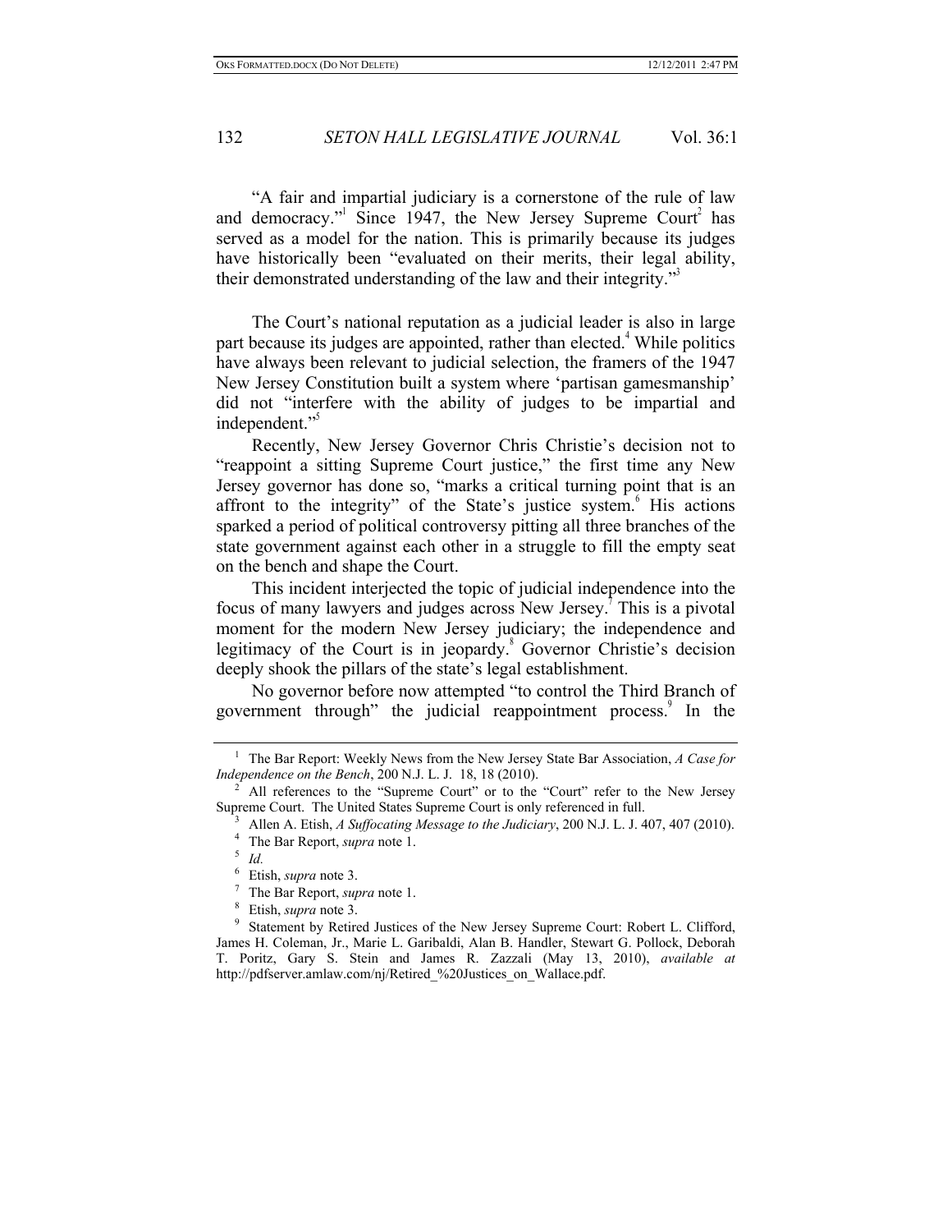"A fair and impartial judiciary is a cornerstone of the rule of law and democracy."[1] Since 1947, the New Jersey Supreme Court[2] has served as a model for the nation. This is primarily because its judges have historically been "evaluated on their merits, their legal ability, their demonstrated understanding of the law and their integrity."[3]

The Court's national reputation as a judicial leader is also in large part because its judges are appointed, rather than elected.[4] While politics have always been relevant to judicial selection, the framers of the 1947 New Jersey Constitution built a system where 'partisan gamesmanship' did not "interfere with the ability of judges to be impartial and independent."[5]

Recently, New Jersey Governor Chris Christie's decision not to "reappoint a sitting Supreme Court justice," the first time any New Jersey governor has done so, "marks a critical turning point that is an affront to the integrity" of the State's justice system.[6] His actions sparked a period of political controversy pitting all three branches of the state government against each other in a struggle to fill the empty seat on the bench and shape the Court.

This incident interjected the topic of judicial independence into the focus of many lawyers and judges across New Jersey.[7] This is a pivotal moment for the modern New Jersey judiciary; the independence and legitimacy of the Court is in jeopardy.[8] Governor Christie's decision deeply shook the pillars of the state's legal establishment.

No governor before now attempted "to control the Third Branch of government through" the judicial reappointment process.[9] In the

---

[1] The Bar Report: Weekly News from the New Jersey State Bar Association, *A Case for Independence on the Bench*, 200 N.J. L. J. 18, 18 (2010).

[2] All references to the "Supreme Court" or to the "Court" refer to the New Jersey Supreme Court. The United States Supreme Court is only referenced in full.

[3] Allen A. Etish, *A Suffocating Message to the Judiciary*, 200 N.J. L. J. 407, 407 (2010).

[4] The Bar Report, *supra* note 1.

[5] *Id.*

[6] Etish, *supra* note 3.

[7] The Bar Report, *supra* note 1.

[8] Etish, *supra* note 3.

[9] Statement by Retired Justices of the New Jersey Supreme Court: Robert L. Clifford, James H. Coleman, Jr., Marie L. Garibaldi, Alan B. Handler, Stewart G. Pollock, Deborah T. Poritz, Gary S. Stein and James R. Zazzali (May 13, 2010), *available at* http://pdfserver.amlaw.com/nj/Retired_%20Justices_on_Wallace.pdf.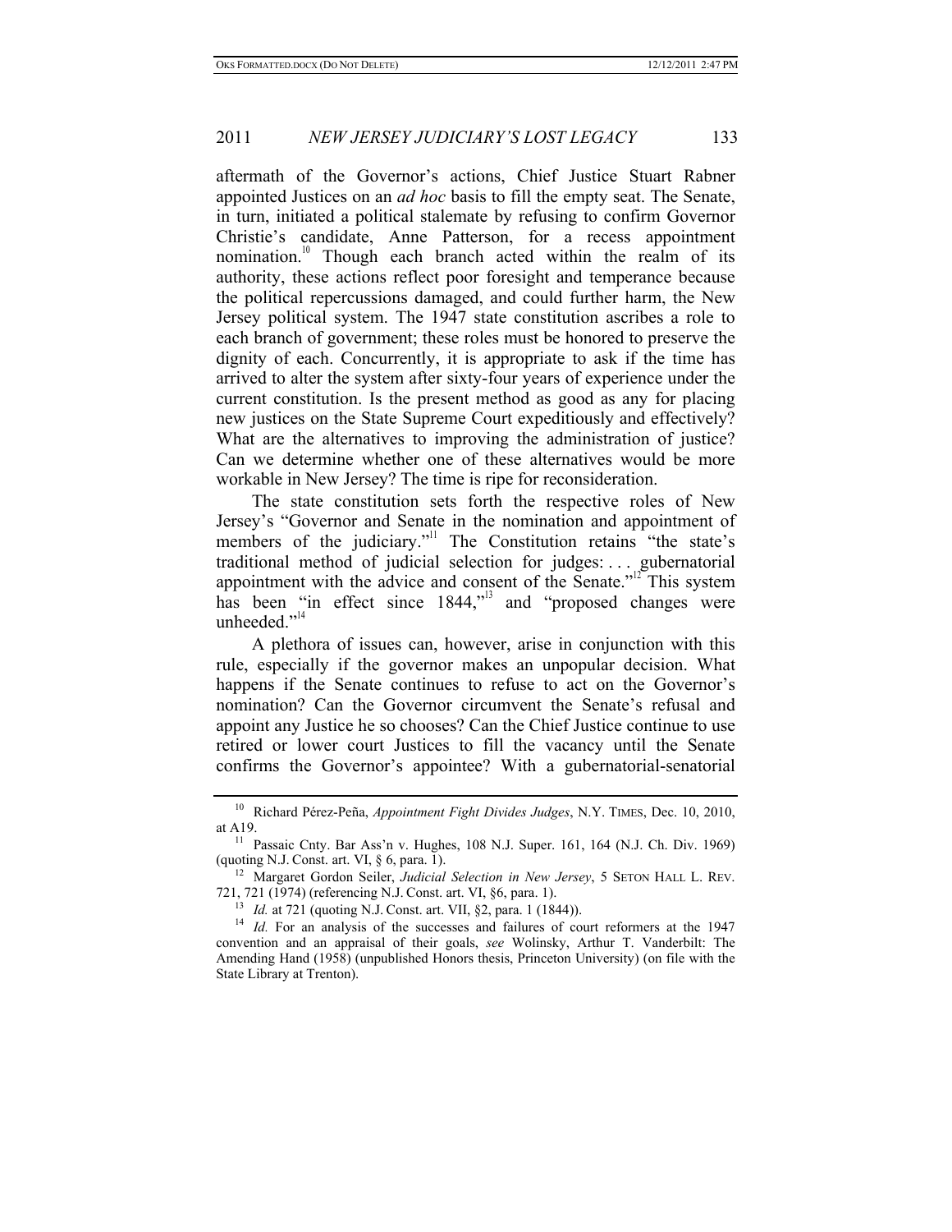aftermath of the Governor's actions, Chief Justice Stuart Rabner appointed Justices on an *ad hoc* basis to fill the empty seat. The Senate, in turn, initiated a political stalemate by refusing to confirm Governor Christie's candidate, Anne Patterson, for a recess appointment nomination.[10] Though each branch acted within the realm of its authority, these actions reflect poor foresight and temperance because the political repercussions damaged, and could further harm, the New Jersey political system. The 1947 state constitution ascribes a role to each branch of government; these roles must be honored to preserve the dignity of each. Concurrently, it is appropriate to ask if the time has arrived to alter the system after sixty-four years of experience under the current constitution. Is the present method as good as any for placing new justices on the State Supreme Court expeditiously and effectively? What are the alternatives to improving the administration of justice? Can we determine whether one of these alternatives would be more workable in New Jersey? The time is ripe for reconsideration.

The state constitution sets forth the respective roles of New Jersey's "Governor and Senate in the nomination and appointment of members of the judiciary."[11] The Constitution retains "the state's traditional method of judicial selection for judges: . . . gubernatorial appointment with the advice and consent of the Senate."[12] This system has been "in effect since 1844,"[13] and "proposed changes were unheeded."[14]

A plethora of issues can, however, arise in conjunction with this rule, especially if the governor makes an unpopular decision. What happens if the Senate continues to refuse to act on the Governor's nomination? Can the Governor circumvent the Senate's refusal and appoint any Justice he so chooses? Can the Chief Justice continue to use retired or lower court Justices to fill the vacancy until the Senate confirms the Governor's appointee? With a gubernatorial-senatorial

---

[10] Richard Pérez-Peña, *Appointment Fight Divides Judges*, N.Y. TIMES, Dec. 10, 2010, at A19.

[11] Passaic Cnty. Bar Ass'n v. Hughes, 108 N.J. Super. 161, 164 (N.J. Ch. Div. 1969) (quoting N.J. Const. art. VI, § 6, para. 1).

[12] Margaret Gordon Seiler, *Judicial Selection in New Jersey*, 5 SETON HALL L. REV. 721, 721 (1974) (referencing N.J. Const. art. VI, §6, para. 1).

[13] *Id.* at 721 (quoting N.J. Const. art. VII, §2, para. 1 (1844)).

[14] *Id.* For an analysis of the successes and failures of court reformers at the 1947 convention and an appraisal of their goals, *see* Wolinsky, Arthur T. Vanderbilt: The Amending Hand (1958) (unpublished Honors thesis, Princeton University) (on file with the State Library at Trenton).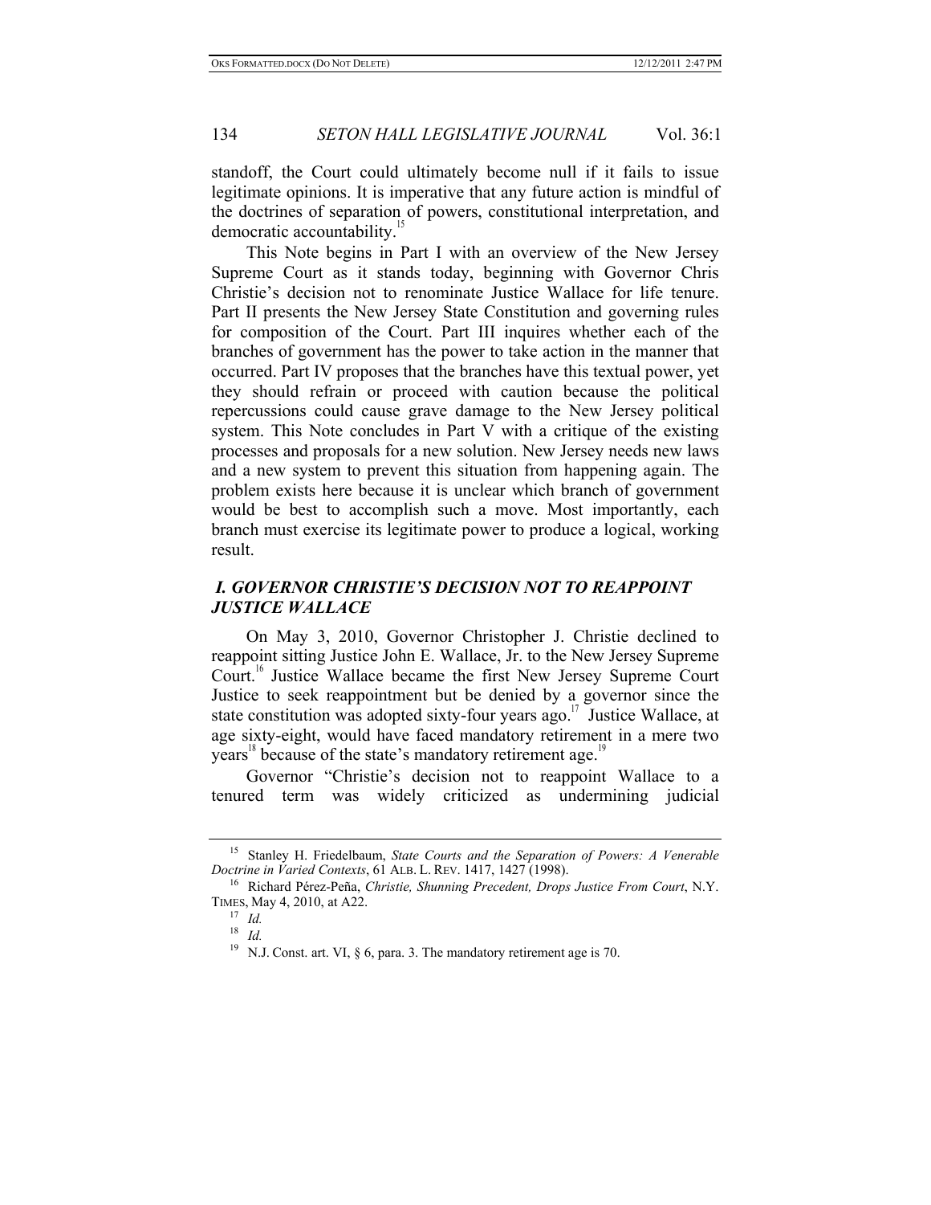standoff, the Court could ultimately become null if it fails to issue legitimate opinions. It is imperative that any future action is mindful of the doctrines of separation of powers, constitutional interpretation, and democratic accountability.[15]

This Note begins in Part I with an overview of the New Jersey Supreme Court as it stands today, beginning with Governor Chris Christie's decision not to renominate Justice Wallace for life tenure. Part II presents the New Jersey State Constitution and governing rules for composition of the Court. Part III inquires whether each of the branches of government has the power to take action in the manner that occurred. Part IV proposes that the branches have this textual power, yet they should refrain or proceed with caution because the political repercussions could cause grave damage to the New Jersey political system. This Note concludes in Part V with a critique of the existing processes and proposals for a new solution. New Jersey needs new laws and a new system to prevent this situation from happening again. The problem exists here because it is unclear which branch of government would be best to accomplish such a move. Most importantly, each branch must exercise its legitimate power to produce a logical, working result.

## *I. GOVERNOR CHRISTIE'S DECISION NOT TO REAPPOINT JUSTICE WALLACE*

On May 3, 2010, Governor Christopher J. Christie declined to reappoint sitting Justice John E. Wallace, Jr. to the New Jersey Supreme Court.[16] Justice Wallace became the first New Jersey Supreme Court Justice to seek reappointment but be denied by a governor since the state constitution was adopted sixty-four years ago.[17] Justice Wallace, at age sixty-eight, would have faced mandatory retirement in a mere two years[18] because of the state's mandatory retirement age.[19]

Governor "Christie's decision not to reappoint Wallace to a tenured term was widely criticized as undermining judicial

---

[15] Stanley H. Friedelbaum, *State Courts and the Separation of Powers: A Venerable Doctrine in Varied Contexts*, 61 ALB. L. REV. 1417, 1427 (1998).

[16] Richard Pérez-Peña, *Christie, Shunning Precedent, Drops Justice From Court*, N.Y. TIMES, May 4, 2010, at A22.

[17] *Id.*

[18] *Id.*

[19] N.J. Const. art. VI, § 6, para. 3. The mandatory retirement age is 70.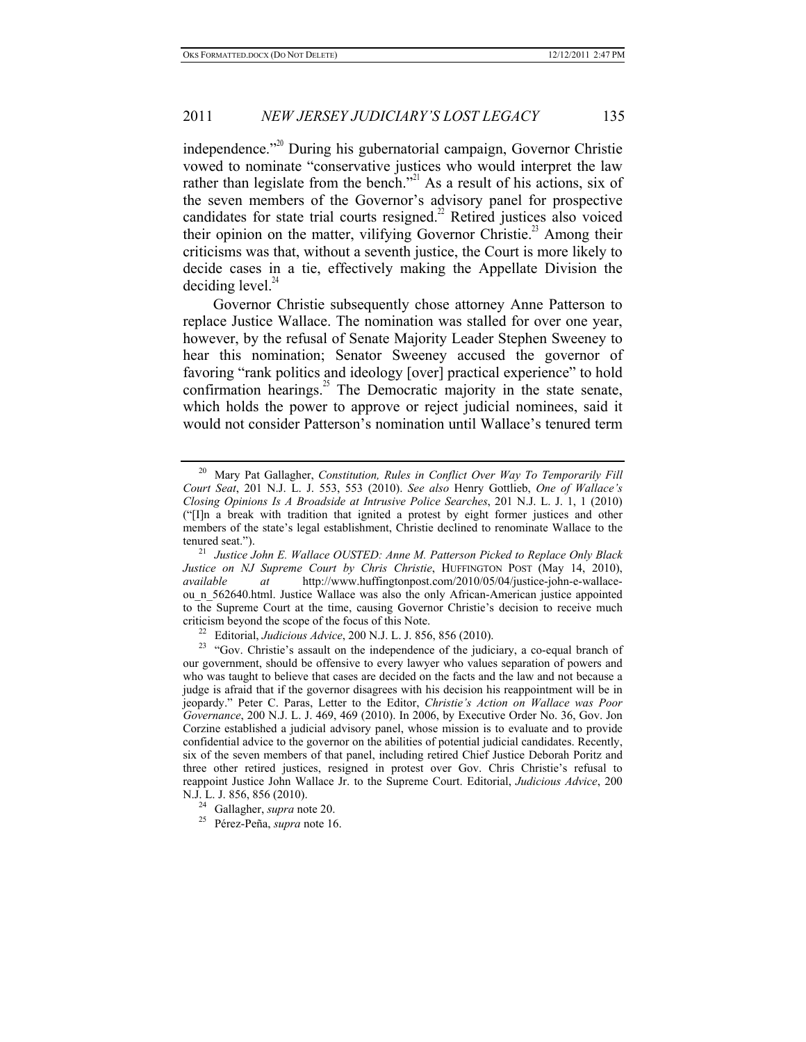independence."[20] During his gubernatorial campaign, Governor Christie vowed to nominate "conservative justices who would interpret the law rather than legislate from the bench."[21] As a result of his actions, six of the seven members of the Governor's advisory panel for prospective candidates for state trial courts resigned.[22] Retired justices also voiced their opinion on the matter, vilifying Governor Christie.[23] Among their criticisms was that, without a seventh justice, the Court is more likely to decide cases in a tie, effectively making the Appellate Division the deciding level.[24]

Governor Christie subsequently chose attorney Anne Patterson to replace Justice Wallace. The nomination was stalled for over one year, however, by the refusal of Senate Majority Leader Stephen Sweeney to hear this nomination; Senator Sweeney accused the governor of favoring "rank politics and ideology [over] practical experience" to hold confirmation hearings.[25] The Democratic majority in the state senate, which holds the power to approve or reject judicial nominees, said it would not consider Patterson's nomination until Wallace's tenured term

---

[20] Mary Pat Gallagher, *Constitution, Rules in Conflict Over Way To Temporarily Fill Court Seat*, 201 N.J. L. J. 553, 553 (2010). *See also* Henry Gottlieb, *One of Wallace's Closing Opinions Is A Broadside at Intrusive Police Searches*, 201 N.J. L. J. 1, 1 (2010) ("[I]n a break with tradition that ignited a protest by eight former justices and other members of the state's legal establishment, Christie declined to renominate Wallace to the tenured seat.").

[21] *Justice John E. Wallace OUSTED: Anne M. Patterson Picked to Replace Only Black Justice on NJ Supreme Court by Chris Christie*, HUFFINGTON POST (May 14, 2010), *available at* http://www.huffingtonpost.com/2010/05/04/justice-john-e-wallace-ou_n_562640.html. Justice Wallace was also the only African-American justice appointed to the Supreme Court at the time, causing Governor Christie's decision to receive much criticism beyond the scope of the focus of this Note.

[22] Editorial, *Judicious Advice*, 200 N.J. L. J. 856, 856 (2010).

[23] "Gov. Christie's assault on the independence of the judiciary, a co-equal branch of our government, should be offensive to every lawyer who values separation of powers and who was taught to believe that cases are decided on the facts and the law and not because a judge is afraid that if the governor disagrees with his decision his reappointment will be in jeopardy." Peter C. Paras, Letter to the Editor, *Christie's Action on Wallace was Poor Governance*, 200 N.J. L. J. 469, 469 (2010). In 2006, by Executive Order No. 36, Gov. Jon Corzine established a judicial advisory panel, whose mission is to evaluate and to provide confidential advice to the governor on the abilities of potential judicial candidates. Recently, six of the seven members of that panel, including retired Chief Justice Deborah Poritz and three other retired justices, resigned in protest over Gov. Chris Christie's refusal to reappoint Justice John Wallace Jr. to the Supreme Court. Editorial, *Judicious Advice*, 200 N.J. L. J. 856, 856 (2010).

[24] Gallagher, *supra* note 20.

[25] Pérez-Peña, *supra* note 16.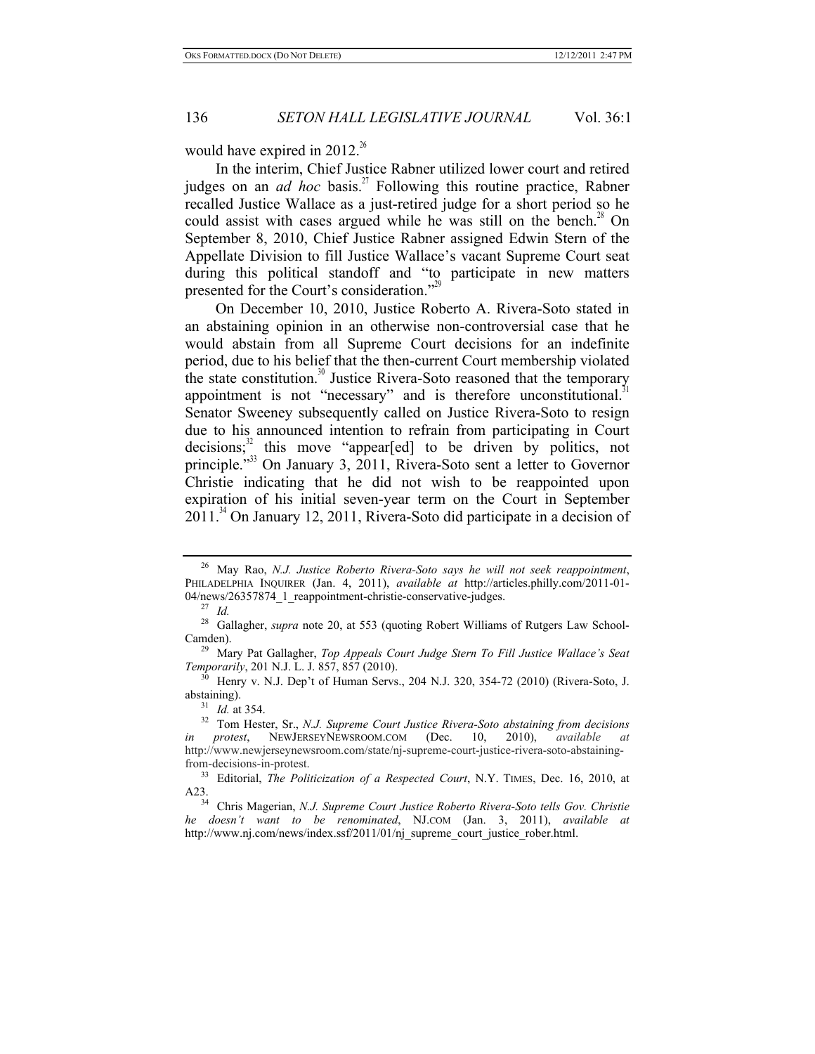would have expired in 2012.[26]

In the interim, Chief Justice Rabner utilized lower court and retired judges on an *ad hoc* basis.[27] Following this routine practice, Rabner recalled Justice Wallace as a just-retired judge for a short period so he could assist with cases argued while he was still on the bench.[28] On September 8, 2010, Chief Justice Rabner assigned Edwin Stern of the Appellate Division to fill Justice Wallace's vacant Supreme Court seat during this political standoff and "to participate in new matters presented for the Court's consideration."[29]

On December 10, 2010, Justice Roberto A. Rivera-Soto stated in an abstaining opinion in an otherwise non-controversial case that he would abstain from all Supreme Court decisions for an indefinite period, due to his belief that the then-current Court membership violated the state constitution.[30] Justice Rivera-Soto reasoned that the temporary appointment is not "necessary" and is therefore unconstitutional.[31] Senator Sweeney subsequently called on Justice Rivera-Soto to resign due to his announced intention to refrain from participating in Court decisions;[32] this move "appear[ed] to be driven by politics, not principle."[33] On January 3, 2011, Rivera-Soto sent a letter to Governor Christie indicating that he did not wish to be reappointed upon expiration of his initial seven-year term on the Court in September 2011.[34] On January 12, 2011, Rivera-Soto did participate in a decision of

---

[26] May Rao, *N.J. Justice Roberto Rivera-Soto says he will not seek reappointment*, PHILADELPHIA INQUIRER (Jan. 4, 2011), *available at* http://articles.philly.com/2011-01-04/news/26357874_1_reappointment-christie-conservative-judges.

[27] *Id.*

[28] Gallagher, *supra* note 20, at 553 (quoting Robert Williams of Rutgers Law School-Camden).

[29] Mary Pat Gallagher, *Top Appeals Court Judge Stern To Fill Justice Wallace's Seat Temporarily*, 201 N.J. L. J. 857, 857 (2010).

[30] Henry v. N.J. Dep't of Human Servs., 204 N.J. 320, 354-72 (2010) (Rivera-Soto, J. abstaining).

[31] *Id.* at 354.

[32] Tom Hester, Sr., *N.J. Supreme Court Justice Rivera-Soto abstaining from decisions in protest*, NEWJERSEYNEWSROOM.COM (Dec. 10, 2010), *available at* http://www.newjerseynewsroom.com/state/nj-supreme-court-justice-rivera-soto-abstaining-from-decisions-in-protest.

[33] Editorial, *The Politicization of a Respected Court*, N.Y. TIMES, Dec. 16, 2010, at A23.

[34] Chris Magerian, *N.J. Supreme Court Justice Roberto Rivera-Soto tells Gov. Christie he doesn't want to be renominated*, NJ.COM (Jan. 3, 2011), *available at* http://www.nj.com/news/index.ssf/2011/01/nj_supreme_court_justice_rober.html.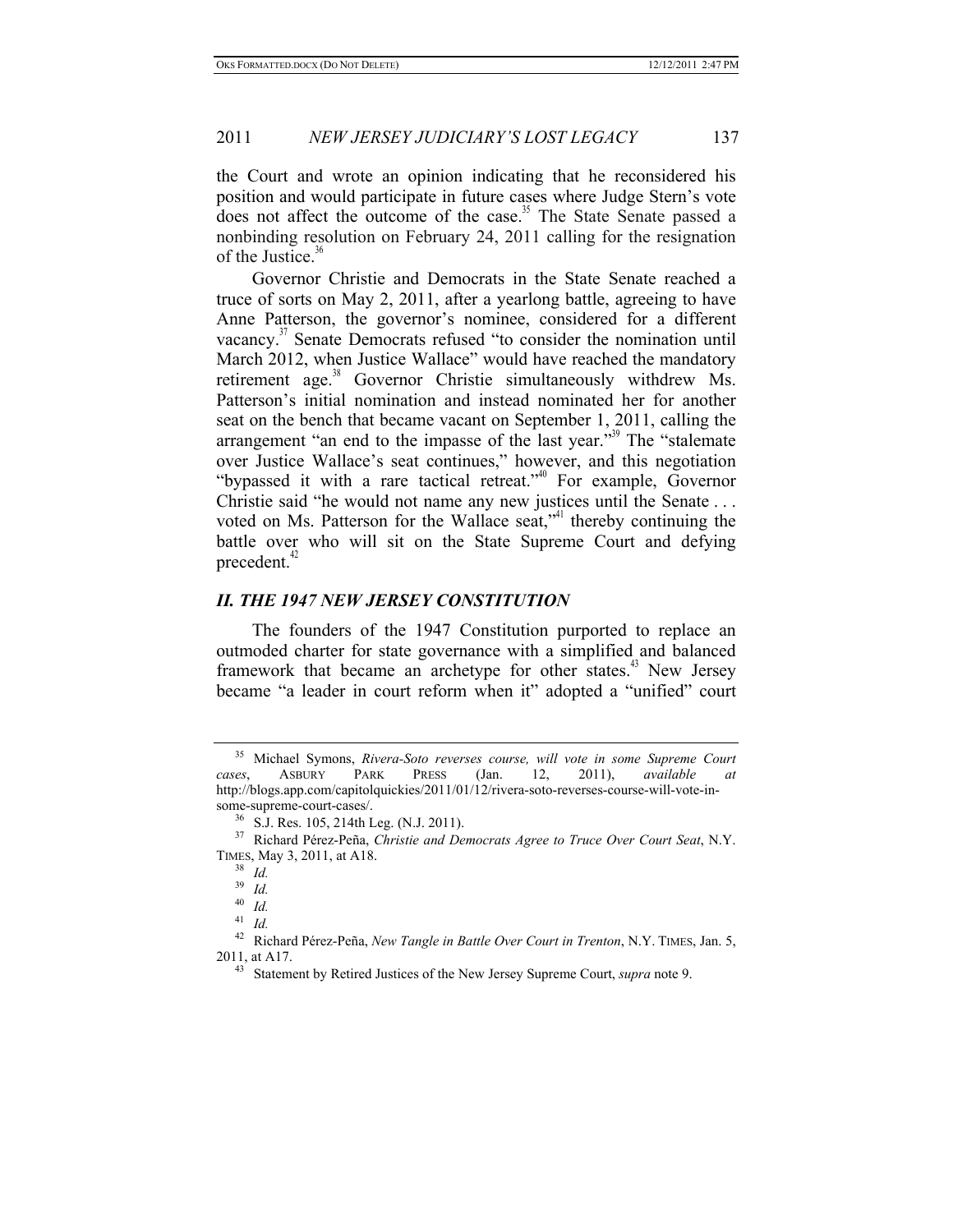the Court and wrote an opinion indicating that he reconsidered his position and would participate in future cases where Judge Stern's vote does not affect the outcome of the case.[35] The State Senate passed a nonbinding resolution on February 24, 2011 calling for the resignation of the Justice.[36]

Governor Christie and Democrats in the State Senate reached a truce of sorts on May 2, 2011, after a yearlong battle, agreeing to have Anne Patterson, the governor's nominee, considered for a different vacancy.[37] Senate Democrats refused "to consider the nomination until March 2012, when Justice Wallace" would have reached the mandatory retirement age.[38] Governor Christie simultaneously withdrew Ms. Patterson's initial nomination and instead nominated her for another seat on the bench that became vacant on September 1, 2011, calling the arrangement "an end to the impasse of the last year."[39] The "stalemate over Justice Wallace's seat continues," however, and this negotiation "bypassed it with a rare tactical retreat."[40] For example, Governor Christie said "he would not name any new justices until the Senate . . . voted on Ms. Patterson for the Wallace seat,"[41] thereby continuing the battle over who will sit on the State Supreme Court and defying precedent.[42]

## *II. THE 1947 NEW JERSEY CONSTITUTION*

The founders of the 1947 Constitution purported to replace an outmoded charter for state governance with a simplified and balanced framework that became an archetype for other states.[43] New Jersey became "a leader in court reform when it" adopted a "unified" court

---

[35] Michael Symons, *Rivera-Soto reverses course, will vote in some Supreme Court cases*, ASBURY PARK PRESS (Jan. 12, 2011), *available at* http://blogs.app.com/capitolquickies/2011/01/12/rivera-soto-reverses-course-will-vote-in-some-supreme-court-cases/.

[36] S.J. Res. 105, 214th Leg. (N.J. 2011).

[37] Richard Pérez-Peña, *Christie and Democrats Agree to Truce Over Court Seat*, N.Y. TIMES, May 3, 2011, at A18.

[38] *Id.*

[39] *Id.*

[40] *Id.*

[41] *Id.*

[42] Richard Pérez-Peña, *New Tangle in Battle Over Court in Trenton*, N.Y. TIMES, Jan. 5, 2011, at A17.

[43] Statement by Retired Justices of the New Jersey Supreme Court, *supra* note 9.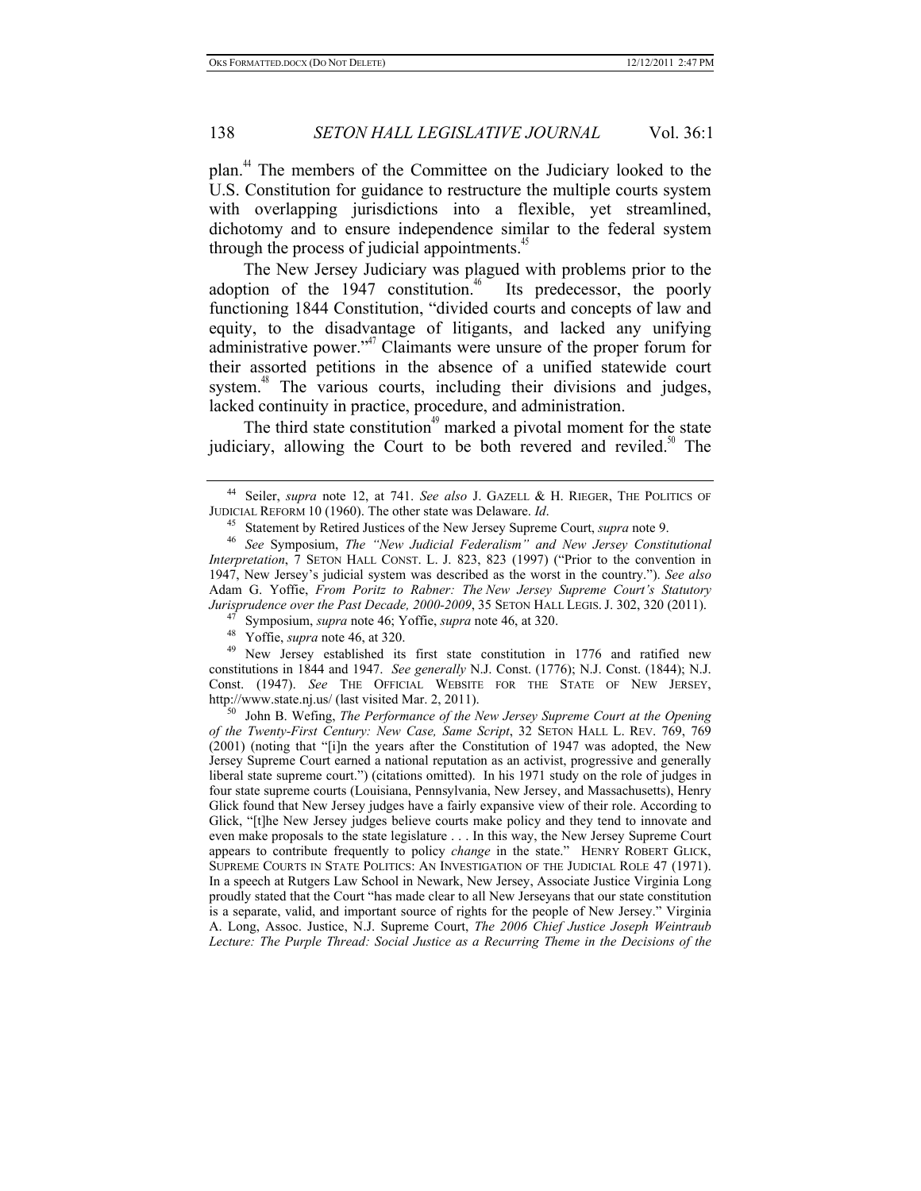plan.[44] The members of the Committee on the Judiciary looked to the U.S. Constitution for guidance to restructure the multiple courts system with overlapping jurisdictions into a flexible, yet streamlined, dichotomy and to ensure independence similar to the federal system through the process of judicial appointments.[45]

The New Jersey Judiciary was plagued with problems prior to the adoption of the 1947 constitution.[46] Its predecessor, the poorly functioning 1844 Constitution, "divided courts and concepts of law and equity, to the disadvantage of litigants, and lacked any unifying administrative power."[47] Claimants were unsure of the proper forum for their assorted petitions in the absence of a unified statewide court system.[48] The various courts, including their divisions and judges, lacked continuity in practice, procedure, and administration.

The third state constitution[49] marked a pivotal moment for the state judiciary, allowing the Court to be both revered and reviled.[50] The

---

[44] Seiler, *supra* note 12, at 741. *See also* J. GAZELL & H. RIEGER, THE POLITICS OF JUDICIAL REFORM 10 (1960). The other state was Delaware. *Id*.

[45] Statement by Retired Justices of the New Jersey Supreme Court, *supra* note 9.

[46] *See* Symposium, *The "New Judicial Federalism" and New Jersey Constitutional Interpretation*, 7 SETON HALL CONST. L. J. 823, 823 (1997) ("Prior to the convention in 1947, New Jersey's judicial system was described as the worst in the country."). *See also* Adam G. Yoffie, *From Poritz to Rabner: The New Jersey Supreme Court's Statutory Jurisprudence over the Past Decade, 2000-2009*, 35 SETON HALL LEGIS. J. 302, 320 (2011).

[47] Symposium, *supra* note 46; Yoffie, *supra* note 46, at 320.

[48] Yoffie, *supra* note 46, at 320.

[49] New Jersey established its first state constitution in 1776 and ratified new constitutions in 1844 and 1947. *See generally* N.J. Const. (1776); N.J. Const. (1844); N.J. Const. (1947). *See* THE OFFICIAL WEBSITE FOR THE STATE OF NEW JERSEY, http://www.state.nj.us/ (last visited Mar. 2, 2011).

[50] John B. Wefing, *The Performance of the New Jersey Supreme Court at the Opening of the Twenty-First Century: New Case, Same Script*, 32 SETON HALL L. REV. 769, 769 (2001) (noting that "[i]n the years after the Constitution of 1947 was adopted, the New Jersey Supreme Court earned a national reputation as an activist, progressive and generally liberal state supreme court.") (citations omitted). In his 1971 study on the role of judges in four state supreme courts (Louisiana, Pennsylvania, New Jersey, and Massachusetts), Henry Glick found that New Jersey judges have a fairly expansive view of their role. According to Glick, "[t]he New Jersey judges believe courts make policy and they tend to innovate and even make proposals to the state legislature . . . In this way, the New Jersey Supreme Court appears to contribute frequently to policy *change* in the state." HENRY ROBERT GLICK, SUPREME COURTS IN STATE POLITICS: AN INVESTIGATION OF THE JUDICIAL ROLE 47 (1971). In a speech at Rutgers Law School in Newark, New Jersey, Associate Justice Virginia Long proudly stated that the Court "has made clear to all New Jerseyans that our state constitution is a separate, valid, and important source of rights for the people of New Jersey." Virginia A. Long, Assoc. Justice, N.J. Supreme Court, *The 2006 Chief Justice Joseph Weintraub Lecture: The Purple Thread: Social Justice as a Recurring Theme in the Decisions of the*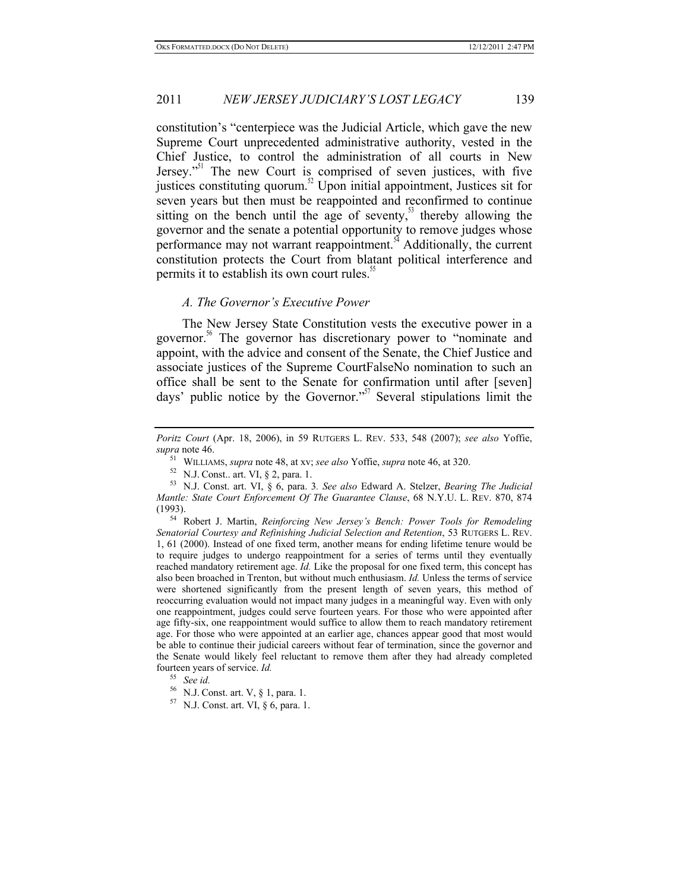constitution's "centerpiece was the Judicial Article, which gave the new Supreme Court unprecedented administrative authority, vested in the Chief Justice, to control the administration of all courts in New Jersey."[51] The new Court is comprised of seven justices, with five justices constituting quorum.[52] Upon initial appointment, Justices sit for seven years but then must be reappointed and reconfirmed to continue sitting on the bench until the age of seventy,[53] thereby allowing the governor and the senate a potential opportunity to remove judges whose performance may not warrant reappointment.[54] Additionally, the current constitution protects the Court from blatant political interference and permits it to establish its own court rules.[55]

### *A. The Governor's Executive Power*

The New Jersey State Constitution vests the executive power in a governor.[56] The governor has discretionary power to "nominate and appoint, with the advice and consent of the Senate, the Chief Justice and associate justices of the Supreme CourtFalseNo nomination to such an office shall be sent to the Senate for confirmation until after [seven] days' public notice by the Governor."[57] Several stipulations limit the

---

*Poritz Court* (Apr. 18, 2006), in 59 RUTGERS L. REV. 533, 548 (2007); *see also* Yoffie, *supra* note 46.

[51] WILLIAMS, *supra* note 48, at xv; *see also* Yoffie, *supra* note 46, at 320.

[52] N.J. Const.. art. VI, § 2, para. 1.

[53] N.J. Const. art. VI, § 6, para. 3. *See also* Edward A. Stelzer, *Bearing The Judicial Mantle: State Court Enforcement Of The Guarantee Clause*, 68 N.Y.U. L. REV. 870, 874 (1993).

[54] Robert J. Martin, *Reinforcing New Jersey's Bench: Power Tools for Remodeling Senatorial Courtesy and Refinishing Judicial Selection and Retention*, 53 RUTGERS L. REV. 1, 61 (2000). Instead of one fixed term, another means for ending lifetime tenure would be to require judges to undergo reappointment for a series of terms until they eventually reached mandatory retirement age. *Id.* Like the proposal for one fixed term, this concept has also been broached in Trenton, but without much enthusiasm. *Id.* Unless the terms of service were shortened significantly from the present length of seven years, this method of reoccurring evaluation would not impact many judges in a meaningful way. Even with only one reappointment, judges could serve fourteen years. For those who were appointed after age fifty-six, one reappointment would suffice to allow them to reach mandatory retirement age. For those who were appointed at an earlier age, chances appear good that most would be able to continue their judicial careers without fear of termination, since the governor and the Senate would likely feel reluctant to remove them after they had already completed fourteen years of service. *Id.*

[55] *See id.*

[56] N.J. Const. art. V, § 1, para. 1.

[57] N.J. Const. art. VI, § 6, para. 1.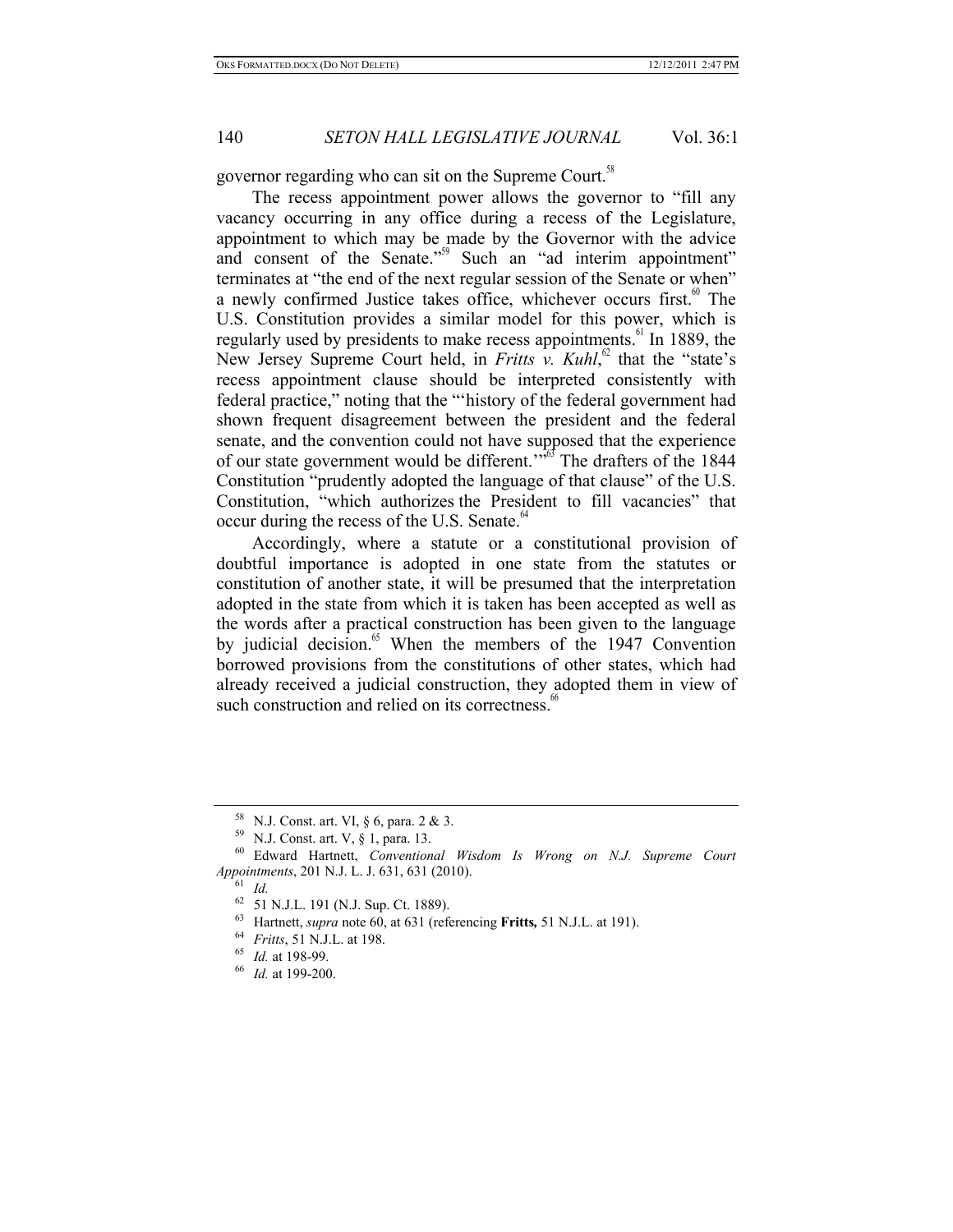governor regarding who can sit on the Supreme Court.[58]

The recess appointment power allows the governor to "fill any vacancy occurring in any office during a recess of the Legislature, appointment to which may be made by the Governor with the advice and consent of the Senate."[59] Such an "ad interim appointment" terminates at "the end of the next regular session of the Senate or when" a newly confirmed Justice takes office, whichever occurs first.[60] The U.S. Constitution provides a similar model for this power, which is regularly used by presidents to make recess appointments.[61] In 1889, the New Jersey Supreme Court held, in *Fritts v. Kuhl*,[62] that the "state's recess appointment clause should be interpreted consistently with federal practice," noting that the "'history of the federal government had shown frequent disagreement between the president and the federal senate, and the convention could not have supposed that the experience of our state government would be different.'"[63] The drafters of the 1844 Constitution "prudently adopted the language of that clause" of the U.S. Constitution, "which authorizes the President to fill vacancies" that occur during the recess of the U.S. Senate.[64]

Accordingly, where a statute or a constitutional provision of doubtful importance is adopted in one state from the statutes or constitution of another state, it will be presumed that the interpretation adopted in the state from which it is taken has been accepted as well as the words after a practical construction has been given to the language by judicial decision.[65] When the members of the 1947 Convention borrowed provisions from the constitutions of other states, which had already received a judicial construction, they adopted them in view of such construction and relied on its correctness.[66]

---

[58] N.J. Const. art. VI, § 6, para. 2 & 3.

[59] N.J. Const. art. V, § 1, para. 13.

[60] Edward Hartnett, *Conventional Wisdom Is Wrong on N.J. Supreme Court Appointments*, 201 N.J. L. J. 631, 631 (2010).

[61] *Id.*

[62] 51 N.J.L. 191 (N.J. Sup. Ct. 1889).

[63] Hartnett, *supra* note 60, at 631 (referencing **Fritts,** 51 N.J.L. at 191).

[64] *Fritts*, 51 N.J.L. at 198.

[65] *Id.* at 198-99.

[66] *Id.* at 199-200.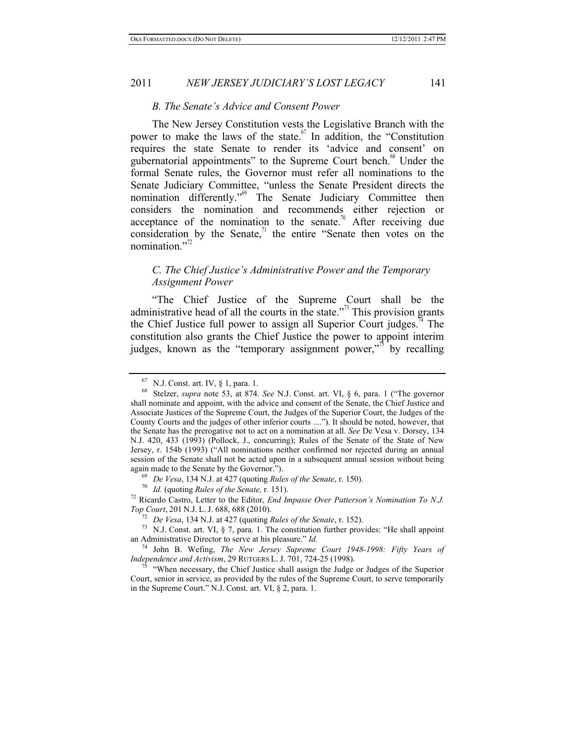### *B. The Senate's Advice and Consent Power*

The New Jersey Constitution vests the Legislative Branch with the power to make the laws of the state.[67] In addition, the "Constitution requires the state Senate to render its 'advice and consent' on gubernatorial appointments" to the Supreme Court bench.[68] Under the formal Senate rules, the Governor must refer all nominations to the Senate Judiciary Committee, "unless the Senate President directs the nomination differently."[69] The Senate Judiciary Committee then considers the nomination and recommends either rejection or acceptance of the nomination to the senate.[70] After receiving due consideration by the Senate,[71] the entire "Senate then votes on the nomination."[72]

### *C. The Chief Justice's Administrative Power and the Temporary Assignment Power*

"The Chief Justice of the Supreme Court shall be the administrative head of all the courts in the state."[73] This provision grants the Chief Justice full power to assign all Superior Court judges.[74] The constitution also grants the Chief Justice the power to appoint interim judges, known as the "temporary assignment power,"[75] by recalling

---

[67] N.J. Const. art. IV, § 1, para. 1.

[68] Stelzer, *supra* note 53, at 874. *See* N.J. Const. art. VI, § 6, para. 1 ("The governor shall nominate and appoint, with the advice and consent of the Senate, the Chief Justice and Associate Justices of the Supreme Court, the Judges of the Superior Court, the Judges of the County Courts and the judges of other inferior courts ...."). It should be noted, however, that the Senate has the prerogative not to act on a nomination at all. *See* De Vesa v. Dorsey, 134 N.J. 420, 433 (1993) (Pollock, J., concurring); Rules of the Senate of the State of New Jersey, r. 154b (1993) ("All nominations neither confirmed nor rejected during an annual session of the Senate shall not be acted upon in a subsequent annual session without being again made to the Senate by the Governor.").

[69] *De Vesa*, 134 N.J. at 427 (quoting *Rules of the Senate*, r. 150).

[70] *Id.* (quoting *Rules of the Senate,* r. 151).

[72] Ricardo Castro, Letter to the Editor, *End Impasse Over Patterson's Nomination To N.J. Top Court*, 201 N.J. L. J. 688, 688 (2010).

[72] *De Vesa*, 134 N.J. at 427 (quoting *Rules of the Senate*, r. 152).

[73] N.J. Const. art. VI, § 7, para. 1. The constitution further provides: "He shall appoint an Administrative Director to serve at his pleasure." *Id.*

[74] John B. Wefing, *The New Jersey Supreme Court 1948-1998: Fifty Years of Independence and Activism*, 29 RUTGERS L. J. 701, 724-25 (1998).

[75] "When necessary, the Chief Justice shall assign the Judge or Judges of the Superior Court, senior in service, as provided by the rules of the Supreme Court, to serve temporarily in the Supreme Court." N.J. Const. art. VI, § 2, para. 1.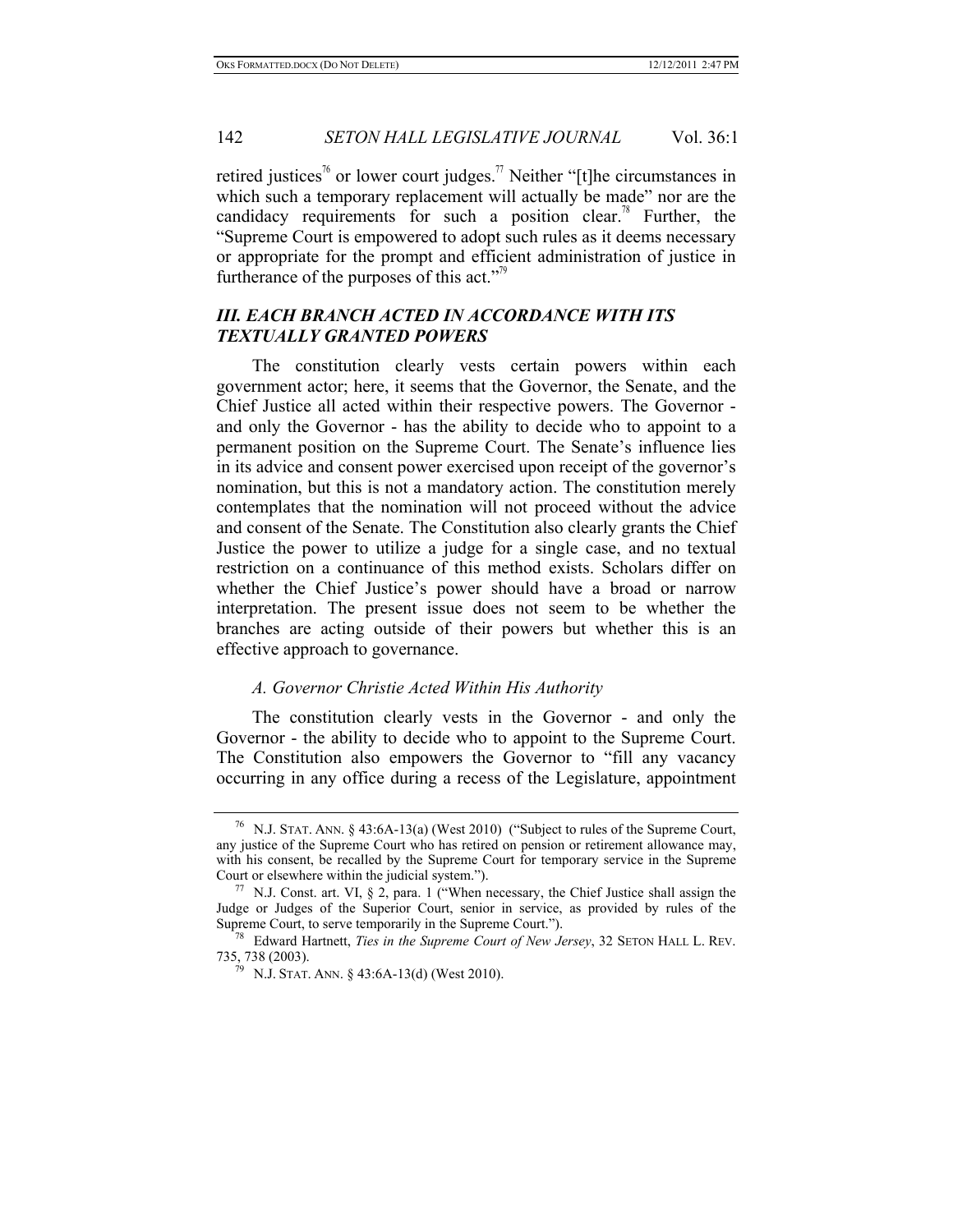retired justices[76] or lower court judges.[77] Neither "[t]he circumstances in which such a temporary replacement will actually be made" nor are the candidacy requirements for such a position clear.[78] Further, the "Supreme Court is empowered to adopt such rules as it deems necessary or appropriate for the prompt and efficient administration of justice in furtherance of the purposes of this act."[79]

## *III. EACH BRANCH ACTED IN ACCORDANCE WITH ITS TEXTUALLY GRANTED POWERS*

The constitution clearly vests certain powers within each government actor; here, it seems that the Governor, the Senate, and the Chief Justice all acted within their respective powers. The Governor - and only the Governor - has the ability to decide who to appoint to a permanent position on the Supreme Court. The Senate's influence lies in its advice and consent power exercised upon receipt of the governor's nomination, but this is not a mandatory action. The constitution merely contemplates that the nomination will not proceed without the advice and consent of the Senate. The Constitution also clearly grants the Chief Justice the power to utilize a judge for a single case, and no textual restriction on a continuance of this method exists. Scholars differ on whether the Chief Justice's power should have a broad or narrow interpretation. The present issue does not seem to be whether the branches are acting outside of their powers but whether this is an effective approach to governance.

### *A. Governor Christie Acted Within His Authority*

The constitution clearly vests in the Governor - and only the Governor - the ability to decide who to appoint to the Supreme Court. The Constitution also empowers the Governor to "fill any vacancy occurring in any office during a recess of the Legislature, appointment

---

[76] N.J. STAT. ANN. § 43:6A-13(a) (West 2010) ("Subject to rules of the Supreme Court, any justice of the Supreme Court who has retired on pension or retirement allowance may, with his consent, be recalled by the Supreme Court for temporary service in the Supreme Court or elsewhere within the judicial system.").

[77] N.J. Const. art. VI, § 2, para. 1 ("When necessary, the Chief Justice shall assign the Judge or Judges of the Superior Court, senior in service, as provided by rules of the Supreme Court, to serve temporarily in the Supreme Court.").

[78] Edward Hartnett, *Ties in the Supreme Court of New Jersey*, 32 SETON HALL L. REV. 735, 738 (2003).

[79] N.J. STAT. ANN. § 43:6A-13(d) (West 2010).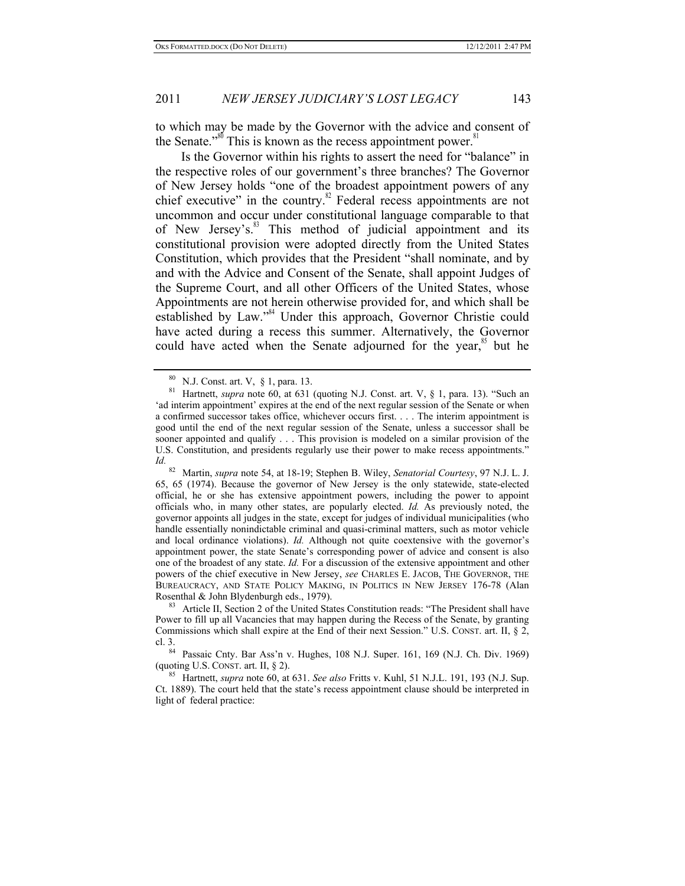to which may be made by the Governor with the advice and consent of the Senate."[80] This is known as the recess appointment power.[81]

Is the Governor within his rights to assert the need for "balance" in the respective roles of our government's three branches? The Governor of New Jersey holds "one of the broadest appointment powers of any chief executive" in the country.[82] Federal recess appointments are not uncommon and occur under constitutional language comparable to that of New Jersey's.[83] This method of judicial appointment and its constitutional provision were adopted directly from the United States Constitution, which provides that the President "shall nominate, and by and with the Advice and Consent of the Senate, shall appoint Judges of the Supreme Court, and all other Officers of the United States, whose Appointments are not herein otherwise provided for, and which shall be established by Law."[84] Under this approach, Governor Christie could have acted during a recess this summer. Alternatively, the Governor could have acted when the Senate adjourned for the year,[85] but he

---

[80] N.J. Const. art. V, § 1, para. 13.

[81] Hartnett, *supra* note 60, at 631 (quoting N.J. Const. art. V, § 1, para. 13). "Such an 'ad interim appointment' expires at the end of the next regular session of the Senate or when a confirmed successor takes office, whichever occurs first. . . . The interim appointment is good until the end of the next regular session of the Senate, unless a successor shall be sooner appointed and qualify . . . This provision is modeled on a similar provision of the U.S. Constitution, and presidents regularly use their power to make recess appointments." *Id.*

[82] Martin, *supra* note 54, at 18-19; Stephen B. Wiley, *Senatorial Courtesy*, 97 N.J. L. J. 65, 65 (1974). Because the governor of New Jersey is the only statewide, state-elected official, he or she has extensive appointment powers, including the power to appoint officials who, in many other states, are popularly elected. *Id.* As previously noted, the governor appoints all judges in the state, except for judges of individual municipalities (who handle essentially nonindictable criminal and quasi-criminal matters, such as motor vehicle and local ordinance violations). *Id.* Although not quite coextensive with the governor's appointment power, the state Senate's corresponding power of advice and consent is also one of the broadest of any state. *Id.* For a discussion of the extensive appointment and other powers of the chief executive in New Jersey, *see* CHARLES E. JACOB, THE GOVERNOR, THE BUREAUCRACY, AND STATE POLICY MAKING, IN POLITICS IN NEW JERSEY 176-78 (Alan Rosenthal & John Blydenburgh eds., 1979).

[83] Article II, Section 2 of the United States Constitution reads: "The President shall have Power to fill up all Vacancies that may happen during the Recess of the Senate, by granting Commissions which shall expire at the End of their next Session." U.S. CONST. art. II, § 2, cl. 3.

[84] Passaic Cnty. Bar Ass'n v. Hughes, 108 N.J. Super. 161, 169 (N.J. Ch. Div. 1969) (quoting U.S. CONST. art. II, § 2).

[85] Hartnett, *supra* note 60, at 631. *See also* Fritts v. Kuhl, 51 N.J.L. 191, 193 (N.J. Sup. Ct. 1889). The court held that the state's recess appointment clause should be interpreted in light of federal practice: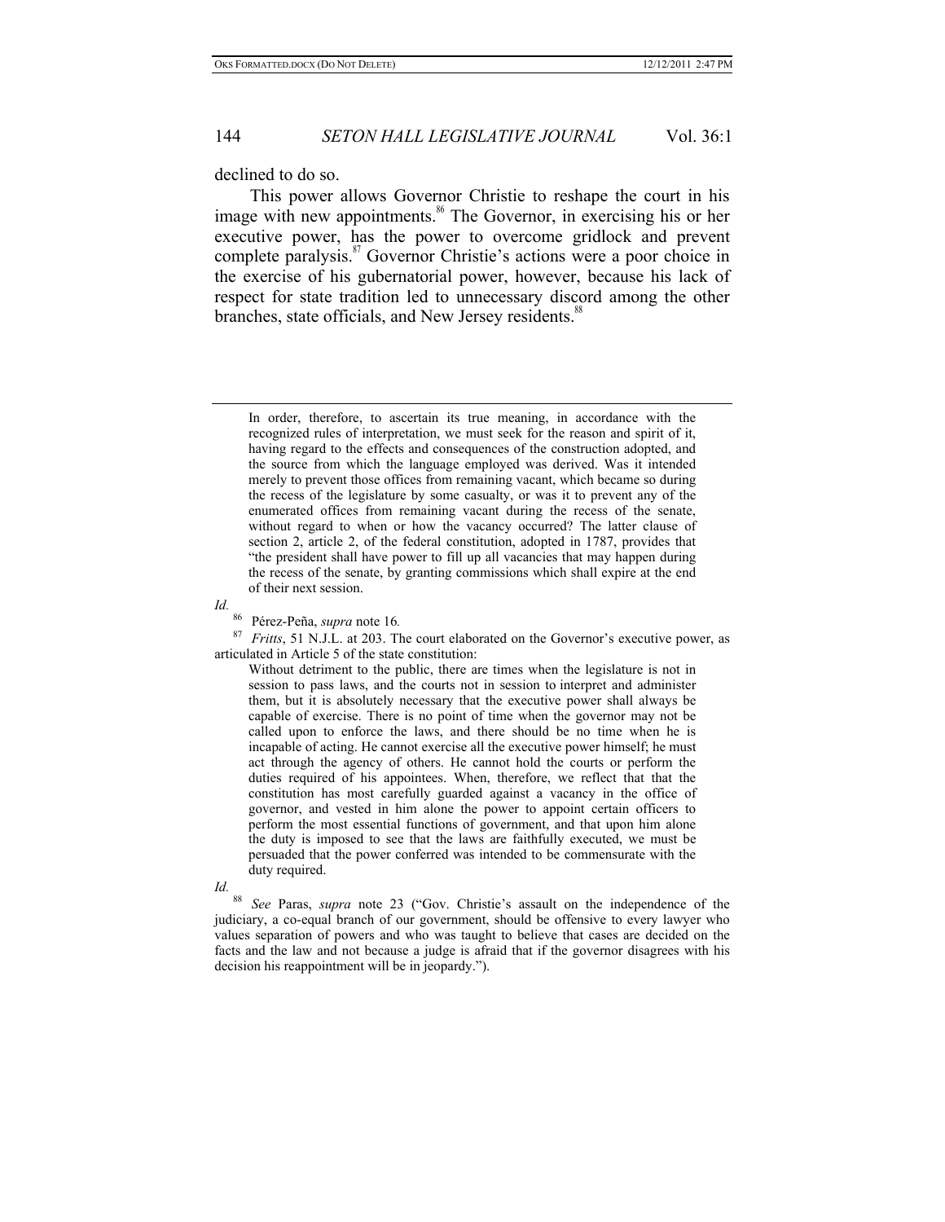declined to do so.

This power allows Governor Christie to reshape the court in his image with new appointments.[86] The Governor, in exercising his or her executive power, has the power to overcome gridlock and prevent complete paralysis.[87] Governor Christie's actions were a poor choice in the exercise of his gubernatorial power, however, because his lack of respect for state tradition led to unnecessary discord among the other branches, state officials, and New Jersey residents.[88]

---

> In order, therefore, to ascertain its true meaning, in accordance with the recognized rules of interpretation, we must seek for the reason and spirit of it, having regard to the effects and consequences of the construction adopted, and the source from which the language employed was derived. Was it intended merely to prevent those offices from remaining vacant, which became so during the recess of the legislature by some casualty, or was it to prevent any of the enumerated offices from remaining vacant during the recess of the senate, without regard to when or how the vacancy occurred? The latter clause of section 2, article 2, of the federal constitution, adopted in 1787, provides that "the president shall have power to fill up all vacancies that may happen during the recess of the senate, by granting commissions which shall expire at the end of their next session.

*Id.*

[86] Pérez-Peña, *supra* note 16.

[87] *Fritts*, 51 N.J.L. at 203. The court elaborated on the Governor's executive power, as articulated in Article 5 of the state constitution:

> Without detriment to the public, there are times when the legislature is not in session to pass laws, and the courts not in session to interpret and administer them, but it is absolutely necessary that the executive power shall always be capable of exercise. There is no point of time when the governor may not be called upon to enforce the laws, and there should be no time when he is incapable of acting. He cannot exercise all the executive power himself; he must act through the agency of others. He cannot hold the courts or perform the duties required of his appointees. When, therefore, we reflect that that the constitution has most carefully guarded against a vacancy in the office of governor, and vested in him alone the power to appoint certain officers to perform the most essential functions of government, and that upon him alone the duty is imposed to see that the laws are faithfully executed, we must be persuaded that the power conferred was intended to be commensurate with the duty required.

*Id.*

[88] *See* Paras, *supra* note 23 ("Gov. Christie's assault on the independence of the judiciary, a co-equal branch of our government, should be offensive to every lawyer who values separation of powers and who was taught to believe that cases are decided on the facts and the law and not because a judge is afraid that if the governor disagrees with his decision his reappointment will be in jeopardy.").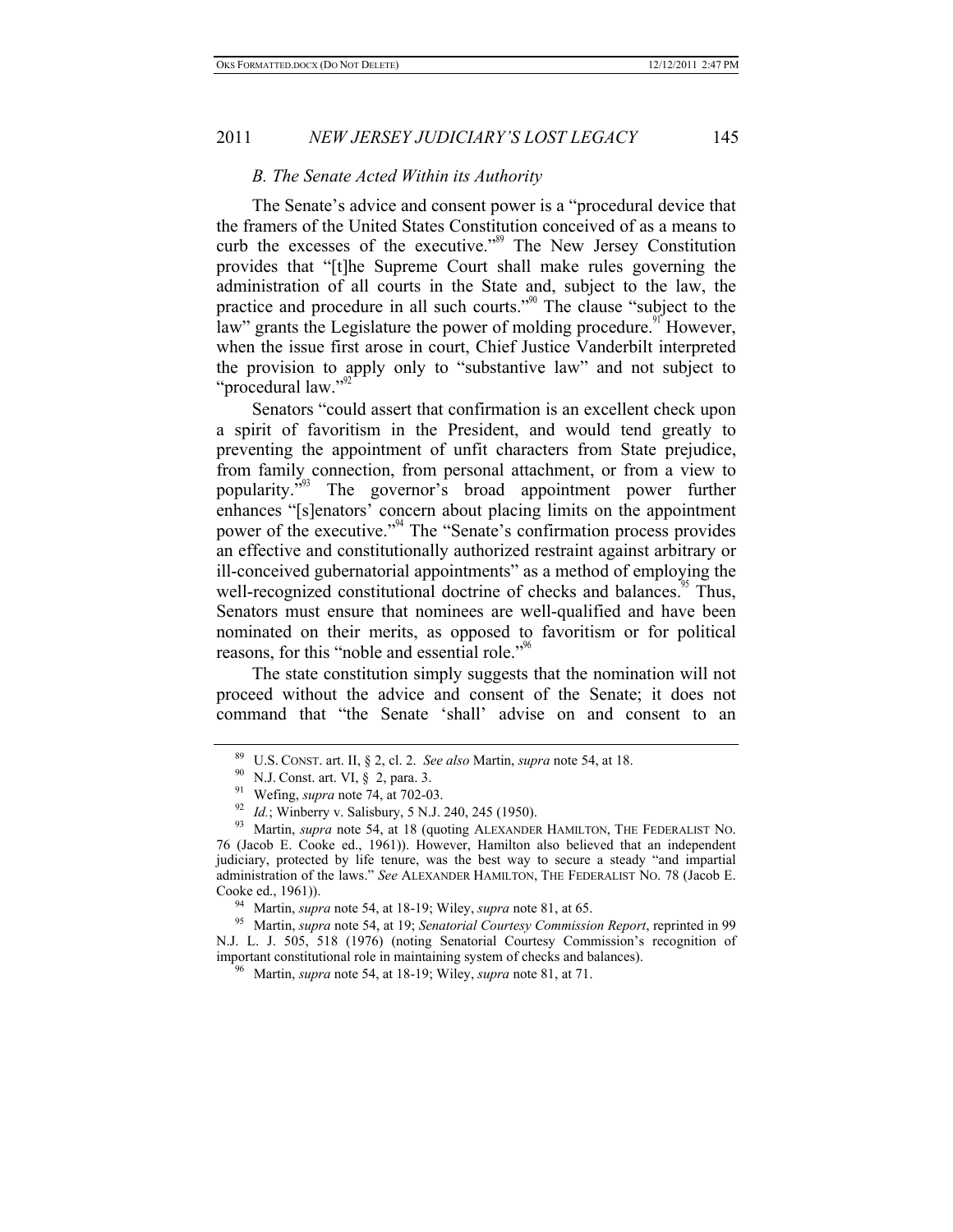### *B. The Senate Acted Within its Authority*

The Senate's advice and consent power is a "procedural device that the framers of the United States Constitution conceived of as a means to curb the excesses of the executive."[89] The New Jersey Constitution provides that "[t]he Supreme Court shall make rules governing the administration of all courts in the State and, subject to the law, the practice and procedure in all such courts."[90] The clause "subject to the law" grants the Legislature the power of molding procedure.[91] However, when the issue first arose in court, Chief Justice Vanderbilt interpreted the provision to apply only to "substantive law" and not subject to "procedural law."[92]

Senators "could assert that confirmation is an excellent check upon a spirit of favoritism in the President, and would tend greatly to preventing the appointment of unfit characters from State prejudice, from family connection, from personal attachment, or from a view to popularity."[93] The governor's broad appointment power further enhances "[s]enators' concern about placing limits on the appointment power of the executive."[94] The "Senate's confirmation process provides an effective and constitutionally authorized restraint against arbitrary or ill-conceived gubernatorial appointments" as a method of employing the well-recognized constitutional doctrine of checks and balances.[95] Thus, Senators must ensure that nominees are well-qualified and have been nominated on their merits, as opposed to favoritism or for political reasons, for this "noble and essential role."[96]

The state constitution simply suggests that the nomination will not proceed without the advice and consent of the Senate; it does not command that "the Senate 'shall' advise on and consent to an

---

[89] U.S. CONST. art. II, § 2, cl. 2. *See also* Martin, *supra* note 54, at 18.

[90] N.J. Const. art. VI, § 2, para. 3.

[91] Wefing, *supra* note 74, at 702-03.

[92] *Id.*; Winberry v. Salisbury, 5 N.J. 240, 245 (1950).

[93] Martin, *supra* note 54, at 18 (quoting ALEXANDER HAMILTON, THE FEDERALIST NO. 76 (Jacob E. Cooke ed., 1961)). However, Hamilton also believed that an independent judiciary, protected by life tenure, was the best way to secure a steady "and impartial administration of the laws." *See* ALEXANDER HAMILTON, THE FEDERALIST NO. 78 (Jacob E. Cooke ed., 1961)).

[94] Martin, *supra* note 54, at 18-19; Wiley, *supra* note 81, at 65.

[95] Martin, *supra* note 54, at 19; *Senatorial Courtesy Commission Report*, reprinted in 99 N.J. L. J. 505, 518 (1976) (noting Senatorial Courtesy Commission's recognition of important constitutional role in maintaining system of checks and balances).

[96] Martin, *supra* note 54, at 18-19; Wiley, *supra* note 81, at 71.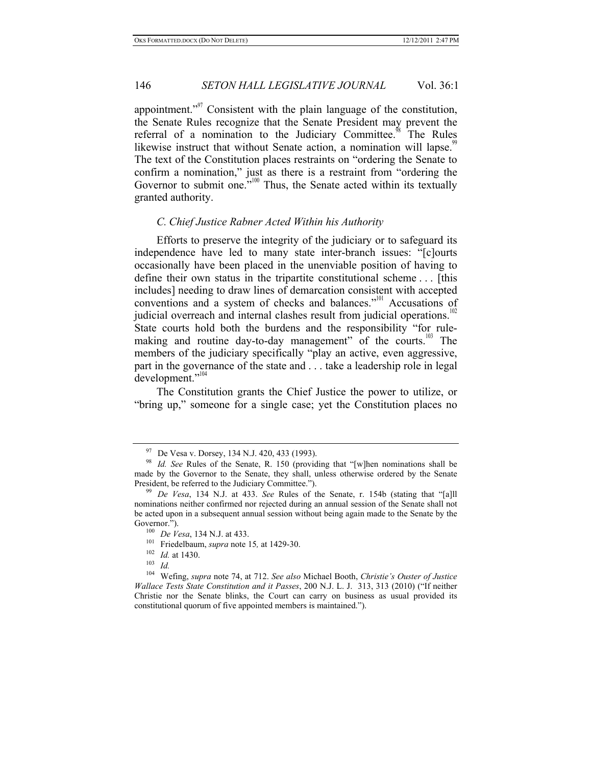appointment."[97] Consistent with the plain language of the constitution, the Senate Rules recognize that the Senate President may prevent the referral of a nomination to the Judiciary Committee.[98] The Rules likewise instruct that without Senate action, a nomination will lapse.[99] The text of the Constitution places restraints on "ordering the Senate to confirm a nomination," just as there is a restraint from "ordering the Governor to submit one."[100] Thus, the Senate acted within its textually granted authority.

### *C. Chief Justice Rabner Acted Within his Authority*

Efforts to preserve the integrity of the judiciary or to safeguard its independence have led to many state inter-branch issues: "[c]ourts occasionally have been placed in the unenviable position of having to define their own status in the tripartite constitutional scheme . . . [this includes] needing to draw lines of demarcation consistent with accepted conventions and a system of checks and balances."[101] Accusations of judicial overreach and internal clashes result from judicial operations.[102] State courts hold both the burdens and the responsibility "for rule-making and routine day-to-day management" of the courts.[103] The members of the judiciary specifically "play an active, even aggressive, part in the governance of the state and . . . take a leadership role in legal development."[104]

The Constitution grants the Chief Justice the power to utilize, or "bring up," someone for a single case; yet the Constitution places no

---

[97] De Vesa v. Dorsey, 134 N.J. 420, 433 (1993).

[98] *Id. See* Rules of the Senate, R. 150 (providing that "[w]hen nominations shall be made by the Governor to the Senate, they shall, unless otherwise ordered by the Senate President, be referred to the Judiciary Committee.").

[99] *De Vesa*, 134 N.J. at 433. *See* Rules of the Senate, r. 154b (stating that "[a]ll nominations neither confirmed nor rejected during an annual session of the Senate shall not be acted upon in a subsequent annual session without being again made to the Senate by the Governor.").

[100] *De Vesa*, 134 N.J. at 433.

[101] Friedelbaum, *supra* note 15, at 1429-30.

[102] *Id.* at 1430.

[103] *Id.*

[104] Wefing, *supra* note 74, at 712. *See also* Michael Booth, *Christie's Ouster of Justice Wallace Tests State Constitution and it Passes*, 200 N.J. L. J. 313, 313 (2010) ("If neither Christie nor the Senate blinks, the Court can carry on business as usual provided its constitutional quorum of five appointed members is maintained.").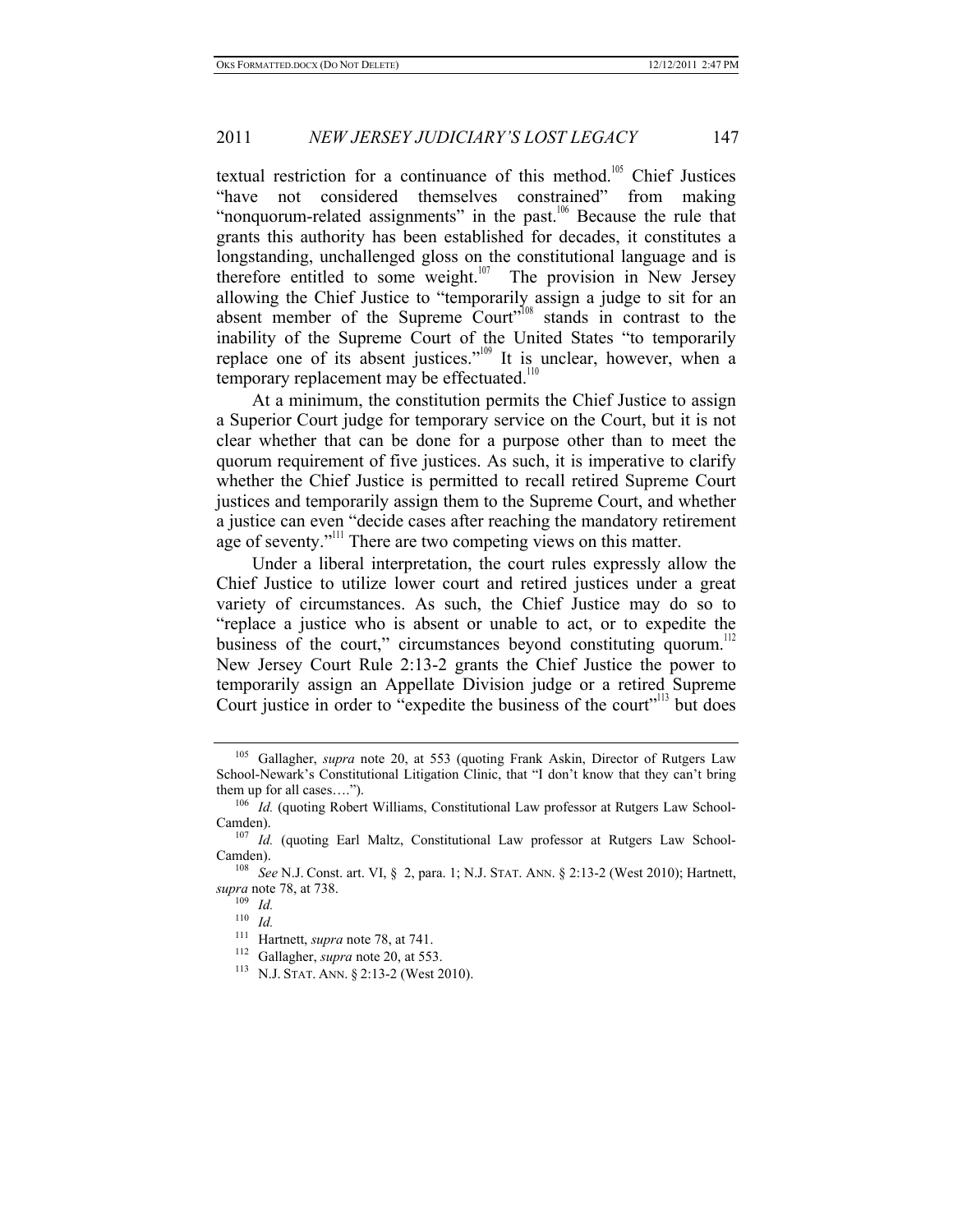textual restriction for a continuance of this method.[105] Chief Justices "have not considered themselves constrained" from making "nonquorum-related assignments" in the past.[106] Because the rule that grants this authority has been established for decades, it constitutes a longstanding, unchallenged gloss on the constitutional language and is therefore entitled to some weight.[107] The provision in New Jersey allowing the Chief Justice to "temporarily assign a judge to sit for an absent member of the Supreme Court"[108] stands in contrast to the inability of the Supreme Court of the United States "to temporarily replace one of its absent justices."[109] It is unclear, however, when a temporary replacement may be effectuated.[110]

At a minimum, the constitution permits the Chief Justice to assign a Superior Court judge for temporary service on the Court, but it is not clear whether that can be done for a purpose other than to meet the quorum requirement of five justices. As such, it is imperative to clarify whether the Chief Justice is permitted to recall retired Supreme Court justices and temporarily assign them to the Supreme Court, and whether a justice can even "decide cases after reaching the mandatory retirement age of seventy."[111] There are two competing views on this matter.

Under a liberal interpretation, the court rules expressly allow the Chief Justice to utilize lower court and retired justices under a great variety of circumstances. As such, the Chief Justice may do so to "replace a justice who is absent or unable to act, or to expedite the business of the court," circumstances beyond constituting quorum.[112] New Jersey Court Rule 2:13-2 grants the Chief Justice the power to temporarily assign an Appellate Division judge or a retired Supreme Court justice in order to "expedite the business of the court"[113] but does

---

[105] Gallagher, *supra* note 20, at 553 (quoting Frank Askin, Director of Rutgers Law School-Newark's Constitutional Litigation Clinic, that "I don't know that they can't bring them up for all cases….").

[106] *Id.* (quoting Robert Williams, Constitutional Law professor at Rutgers Law School-Camden).

[107] *Id.* (quoting Earl Maltz, Constitutional Law professor at Rutgers Law School-Camden).

[108] *See* N.J. Const. art. VI, § 2, para. 1; N.J. STAT. ANN. § 2:13-2 (West 2010); Hartnett, *supra* note 78, at 738.

[109] *Id.*

[110] *Id.*

[111] Hartnett, *supra* note 78, at 741.

[112] Gallagher, *supra* note 20, at 553.

[113] N.J. STAT. ANN. § 2:13-2 (West 2010).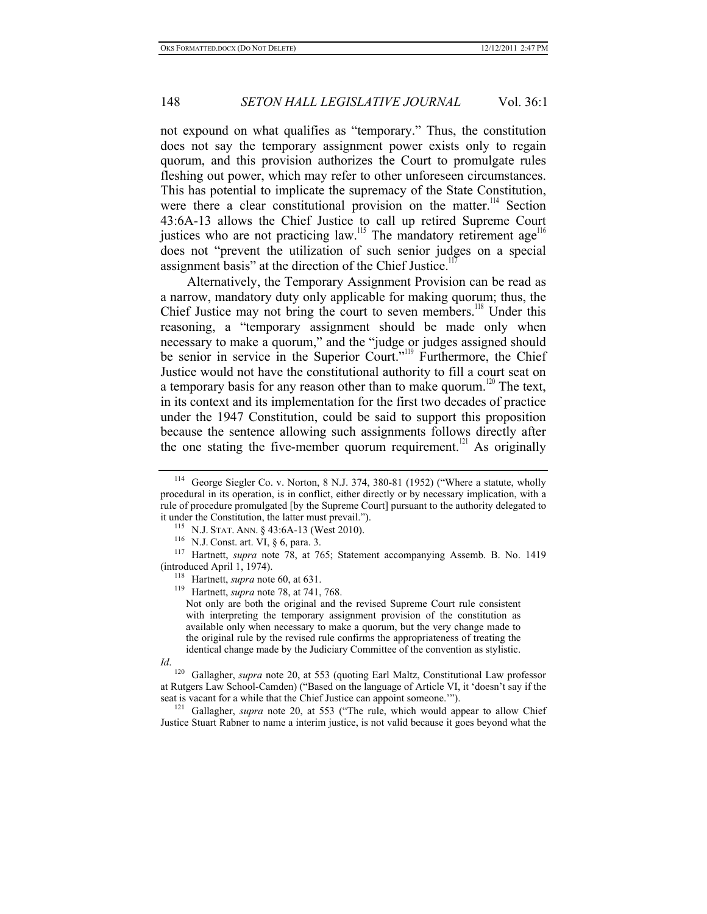not expound on what qualifies as "temporary." Thus, the constitution does not say the temporary assignment power exists only to regain quorum, and this provision authorizes the Court to promulgate rules fleshing out power, which may refer to other unforeseen circumstances. This has potential to implicate the supremacy of the State Constitution, were there a clear constitutional provision on the matter.[114] Section 43:6A-13 allows the Chief Justice to call up retired Supreme Court justices who are not practicing law.[115] The mandatory retirement age[116] does not "prevent the utilization of such senior judges on a special assignment basis" at the direction of the Chief Justice.[117]

Alternatively, the Temporary Assignment Provision can be read as a narrow, mandatory duty only applicable for making quorum; thus, the Chief Justice may not bring the court to seven members.[118] Under this reasoning, a "temporary assignment should be made only when necessary to make a quorum," and the "judge or judges assigned should be senior in service in the Superior Court."[119] Furthermore, the Chief Justice would not have the constitutional authority to fill a court seat on a temporary basis for any reason other than to make quorum.[120] The text, in its context and its implementation for the first two decades of practice under the 1947 Constitution, could be said to support this proposition because the sentence allowing such assignments follows directly after the one stating the five-member quorum requirement.[121] As originally

---

[114] George Siegler Co. v. Norton, 8 N.J. 374, 380-81 (1952) ("Where a statute, wholly procedural in its operation, is in conflict, either directly or by necessary implication, with a rule of procedure promulgated [by the Supreme Court] pursuant to the authority delegated to it under the Constitution, the latter must prevail.").

[115] N.J. STAT. ANN. § 43:6A-13 (West 2010).

[116] N.J. Const. art. VI, § 6, para. 3.

[117] Hartnett, *supra* note 78, at 765; Statement accompanying Assemb. B. No. 1419 (introduced April 1, 1974).

[118] Hartnett, *supra* note 60, at 631.

[119] Hartnett, *supra* note 78, at 741, 768.

> Not only are both the original and the revised Supreme Court rule consistent with interpreting the temporary assignment provision of the constitution as available only when necessary to make a quorum, but the very change made to the original rule by the revised rule confirms the appropriateness of treating the identical change made by the Judiciary Committee of the convention as stylistic.

*Id*.

[120] Gallagher, *supra* note 20, at 553 (quoting Earl Maltz, Constitutional Law professor at Rutgers Law School-Camden) ("Based on the language of Article VI, it 'doesn't say if the seat is vacant for a while that the Chief Justice can appoint someone.'").

[121] Gallagher, *supra* note 20, at 553 ("The rule, which would appear to allow Chief Justice Stuart Rabner to name a interim justice, is not valid because it goes beyond what the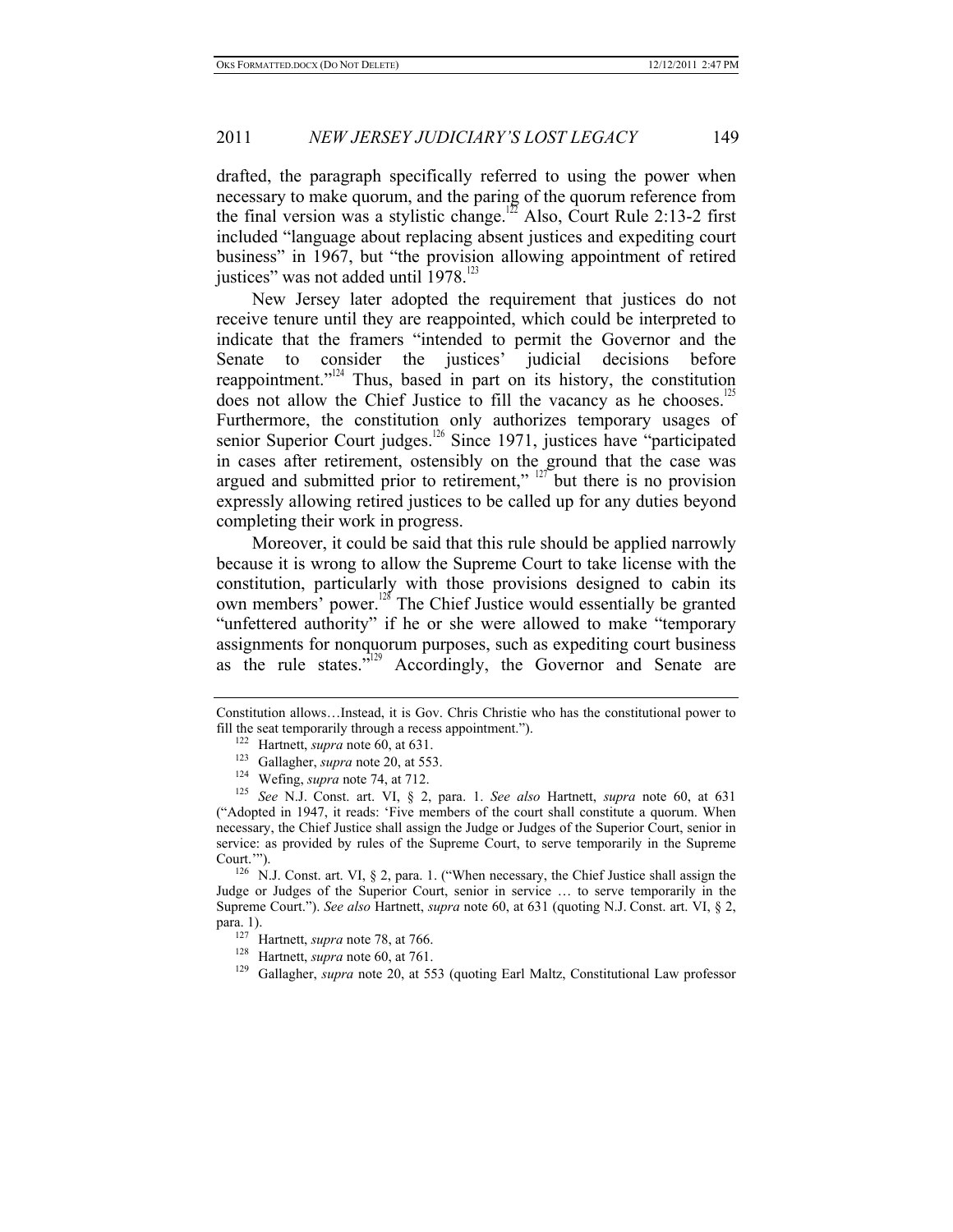drafted, the paragraph specifically referred to using the power when necessary to make quorum, and the paring of the quorum reference from the final version was a stylistic change.[122] Also, Court Rule 2:13-2 first included "language about replacing absent justices and expediting court business" in 1967, but "the provision allowing appointment of retired justices" was not added until 1978.[123]

New Jersey later adopted the requirement that justices do not receive tenure until they are reappointed, which could be interpreted to indicate that the framers "intended to permit the Governor and the Senate to consider the justices' judicial decisions before reappointment."[124] Thus, based in part on its history, the constitution does not allow the Chief Justice to fill the vacancy as he chooses.[125] Furthermore, the constitution only authorizes temporary usages of senior Superior Court judges.[126] Since 1971, justices have "participated in cases after retirement, ostensibly on the ground that the case was argued and submitted prior to retirement," [127] but there is no provision expressly allowing retired justices to be called up for any duties beyond completing their work in progress.

Moreover, it could be said that this rule should be applied narrowly because it is wrong to allow the Supreme Court to take license with the constitution, particularly with those provisions designed to cabin its own members' power.[128] The Chief Justice would essentially be granted "unfettered authority" if he or she were allowed to make "temporary assignments for nonquorum purposes, such as expediting court business as the rule states."[129] Accordingly, the Governor and Senate are

---

Constitution allows…Instead, it is Gov. Chris Christie who has the constitutional power to fill the seat temporarily through a recess appointment.").

[122] Hartnett, *supra* note 60, at 631.

[123] Gallagher, *supra* note 20, at 553.

[124] Wefing, *supra* note 74, at 712.

[125] *See* N.J. Const. art. VI, § 2, para. 1. *See also* Hartnett, *supra* note 60, at 631 ("Adopted in 1947, it reads: 'Five members of the court shall constitute a quorum. When necessary, the Chief Justice shall assign the Judge or Judges of the Superior Court, senior in service: as provided by rules of the Supreme Court, to serve temporarily in the Supreme Court.'").

[126] N.J. Const. art. VI, § 2, para. 1. ("When necessary, the Chief Justice shall assign the Judge or Judges of the Superior Court, senior in service … to serve temporarily in the Supreme Court."). *See also* Hartnett, *supra* note 60, at 631 (quoting N.J. Const. art. VI, § 2, para. 1).

[127] Hartnett, *supra* note 78, at 766.

[128] Hartnett, *supra* note 60, at 761.

[129] Gallagher, *supra* note 20, at 553 (quoting Earl Maltz, Constitutional Law professor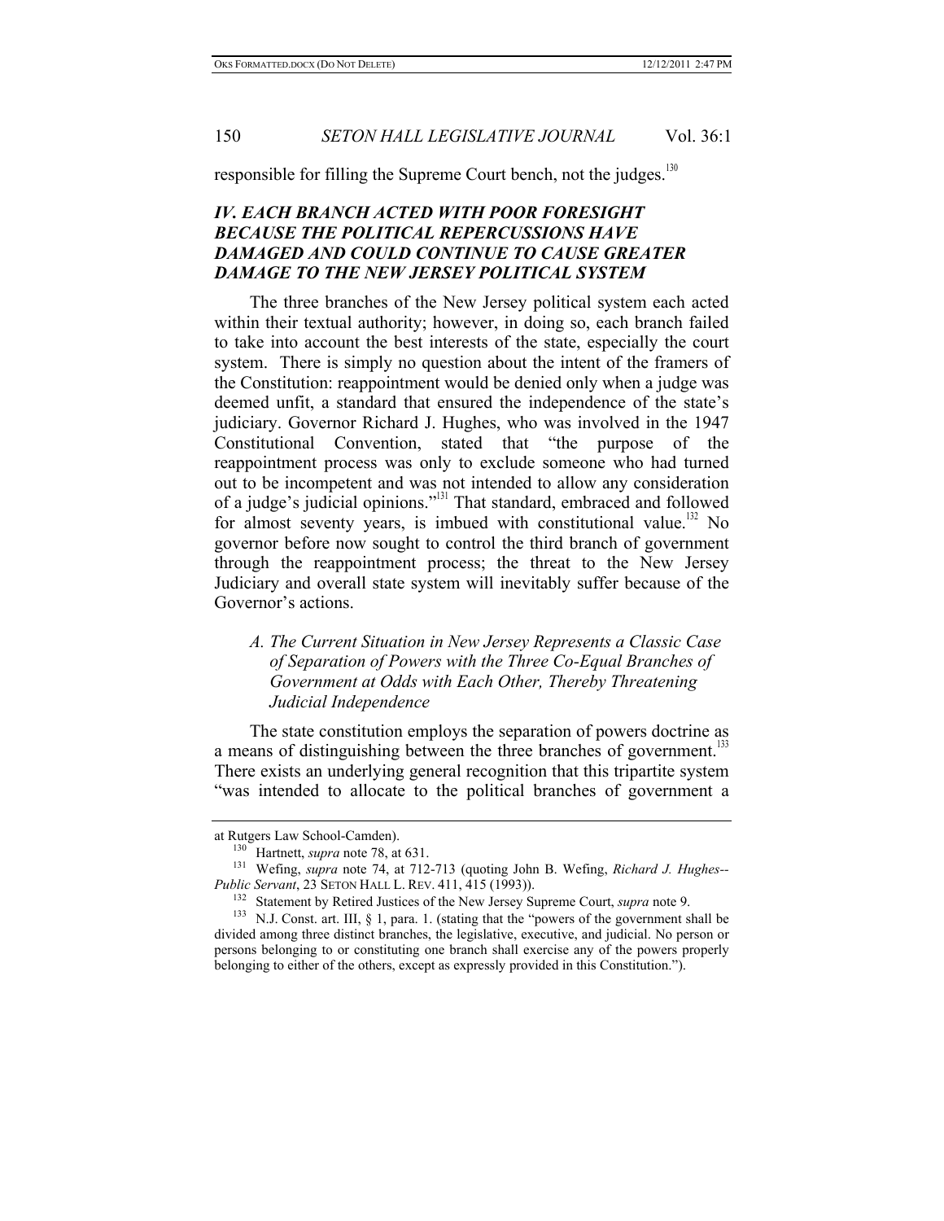responsible for filling the Supreme Court bench, not the judges.[130]

## *IV. EACH BRANCH ACTED WITH POOR FORESIGHT BECAUSE THE POLITICAL REPERCUSSIONS HAVE DAMAGED AND COULD CONTINUE TO CAUSE GREATER DAMAGE TO THE NEW JERSEY POLITICAL SYSTEM*

The three branches of the New Jersey political system each acted within their textual authority; however, in doing so, each branch failed to take into account the best interests of the state, especially the court system. There is simply no question about the intent of the framers of the Constitution: reappointment would be denied only when a judge was deemed unfit, a standard that ensured the independence of the state's judiciary. Governor Richard J. Hughes, who was involved in the 1947 Constitutional Convention, stated that "the purpose of the reappointment process was only to exclude someone who had turned out to be incompetent and was not intended to allow any consideration of a judge's judicial opinions."[131] That standard, embraced and followed for almost seventy years, is imbued with constitutional value.[132] No governor before now sought to control the third branch of government through the reappointment process; the threat to the New Jersey Judiciary and overall state system will inevitably suffer because of the Governor's actions.

### *A. The Current Situation in New Jersey Represents a Classic Case of Separation of Powers with the Three Co-Equal Branches of Government at Odds with Each Other, Thereby Threatening Judicial Independence*

The state constitution employs the separation of powers doctrine as a means of distinguishing between the three branches of government.[133] There exists an underlying general recognition that this tripartite system "was intended to allocate to the political branches of government a

---

at Rutgers Law School-Camden).

[130] Hartnett, *supra* note 78, at 631.

[131] Wefing, *supra* note 74, at 712-713 (quoting John B. Wefing, *Richard J. Hughes--Public Servant*, 23 SETON HALL L. REV. 411, 415 (1993)).

[132] Statement by Retired Justices of the New Jersey Supreme Court, *supra* note 9.

[133] N.J. Const. art. III, § 1, para. 1. (stating that the "powers of the government shall be divided among three distinct branches, the legislative, executive, and judicial. No person or persons belonging to or constituting one branch shall exercise any of the powers properly belonging to either of the others, except as expressly provided in this Constitution.").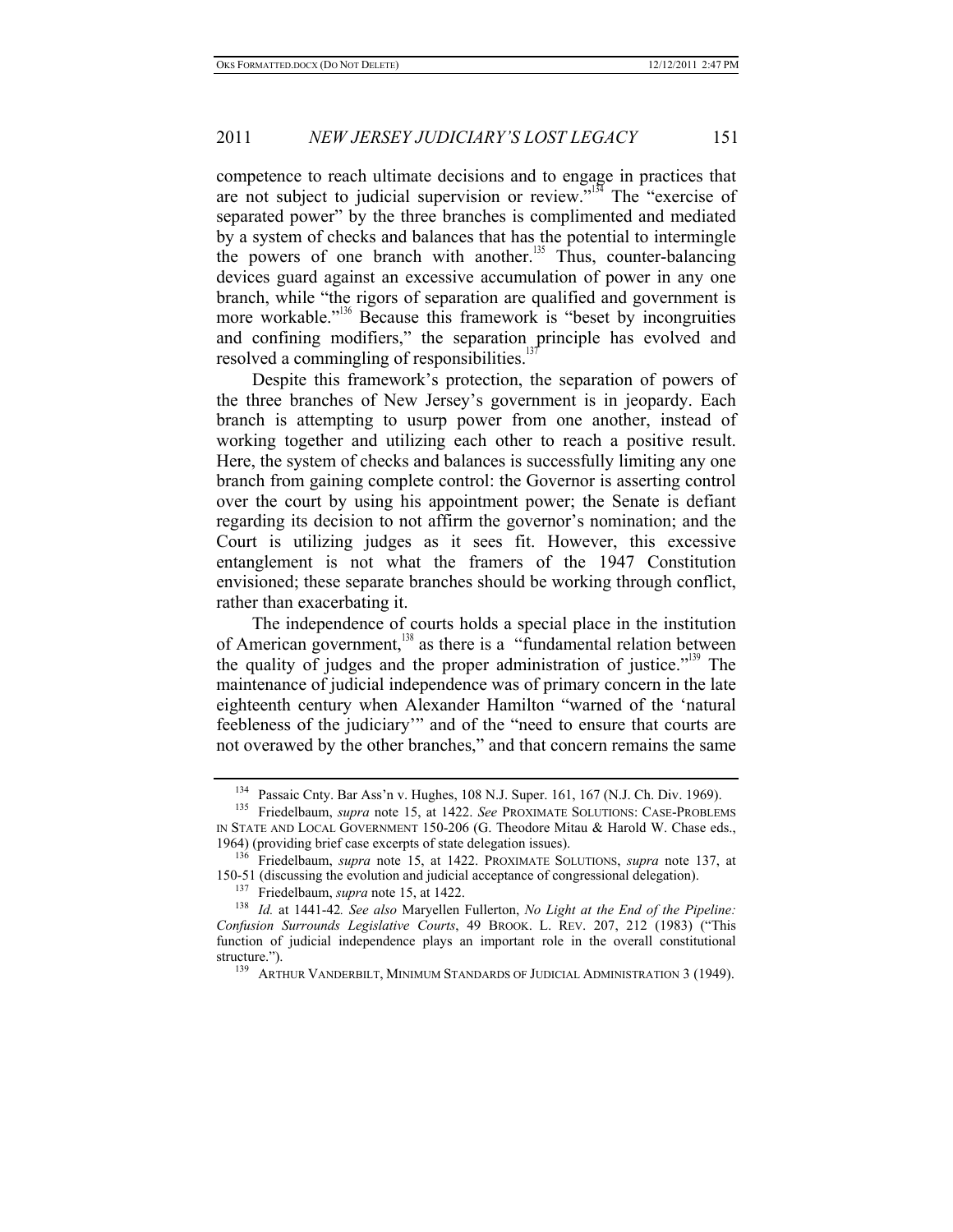competence to reach ultimate decisions and to engage in practices that are not subject to judicial supervision or review."[134] The "exercise of separated power" by the three branches is complimented and mediated by a system of checks and balances that has the potential to intermingle the powers of one branch with another.[135] Thus, counter-balancing devices guard against an excessive accumulation of power in any one branch, while "the rigors of separation are qualified and government is more workable."[136] Because this framework is "beset by incongruities and confining modifiers," the separation principle has evolved and resolved a commingling of responsibilities.[137]

Despite this framework's protection, the separation of powers of the three branches of New Jersey's government is in jeopardy. Each branch is attempting to usurp power from one another, instead of working together and utilizing each other to reach a positive result. Here, the system of checks and balances is successfully limiting any one branch from gaining complete control: the Governor is asserting control over the court by using his appointment power; the Senate is defiant regarding its decision to not affirm the governor's nomination; and the Court is utilizing judges as it sees fit. However, this excessive entanglement is not what the framers of the 1947 Constitution envisioned; these separate branches should be working through conflict, rather than exacerbating it.

The independence of courts holds a special place in the institution of American government,[138] as there is a "fundamental relation between the quality of judges and the proper administration of justice."[139] The maintenance of judicial independence was of primary concern in the late eighteenth century when Alexander Hamilton "warned of the 'natural feebleness of the judiciary'" and of the "need to ensure that courts are not overawed by the other branches," and that concern remains the same

---

[134] Passaic Cnty. Bar Ass'n v. Hughes, 108 N.J. Super. 161, 167 (N.J. Ch. Div. 1969).

[135] Friedelbaum, *supra* note 15, at 1422. *See* PROXIMATE SOLUTIONS: CASE-PROBLEMS IN STATE AND LOCAL GOVERNMENT 150-206 (G. Theodore Mitau & Harold W. Chase eds., 1964) (providing brief case excerpts of state delegation issues).

[136] Friedelbaum, *supra* note 15, at 1422. PROXIMATE SOLUTIONS, *supra* note 137, at 150-51 (discussing the evolution and judicial acceptance of congressional delegation).

[137] Friedelbaum, *supra* note 15, at 1422.

[138] *Id.* at 1441-42*. See also* Maryellen Fullerton, *No Light at the End of the Pipeline: Confusion Surrounds Legislative Courts*, 49 BROOK. L. REV. 207, 212 (1983) ("This function of judicial independence plays an important role in the overall constitutional structure.").

[139] ARTHUR VANDERBILT, MINIMUM STANDARDS OF JUDICIAL ADMINISTRATION 3 (1949).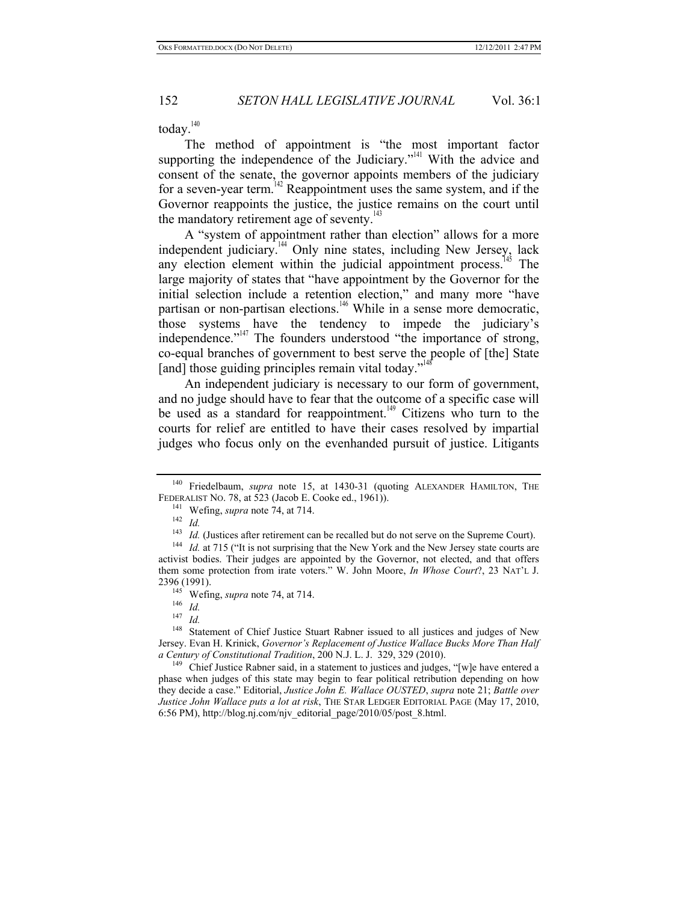today.[140]

The method of appointment is "the most important factor supporting the independence of the Judiciary."[141] With the advice and consent of the senate, the governor appoints members of the judiciary for a seven-year term.[142] Reappointment uses the same system, and if the Governor reappoints the justice, the justice remains on the court until the mandatory retirement age of seventy.[143]

A "system of appointment rather than election" allows for a more independent judiciary.[144] Only nine states, including New Jersey, lack any election element within the judicial appointment process.[145] The large majority of states that "have appointment by the Governor for the initial selection include a retention election," and many more "have partisan or non-partisan elections.[146] While in a sense more democratic, those systems have the tendency to impede the judiciary's independence."[147] The founders understood "the importance of strong, co-equal branches of government to best serve the people of [the] State [and] those guiding principles remain vital today."[148]

An independent judiciary is necessary to our form of government, and no judge should have to fear that the outcome of a specific case will be used as a standard for reappointment.[149] Citizens who turn to the courts for relief are entitled to have their cases resolved by impartial judges who focus only on the evenhanded pursuit of justice. Litigants

---

[140] Friedelbaum, *supra* note 15, at 1430-31 (quoting ALEXANDER HAMILTON, THE FEDERALIST NO. 78, at 523 (Jacob E. Cooke ed., 1961)).

[141] Wefing, *supra* note 74, at 714.

[142] *Id.*

[143] *Id.* (Justices after retirement can be recalled but do not serve on the Supreme Court).

[144] *Id.* at 715 ("It is not surprising that the New York and the New Jersey state courts are activist bodies. Their judges are appointed by the Governor, not elected, and that offers them some protection from irate voters." W. John Moore, *In Whose Court?*, 23 NAT'L J. 2396 (1991).

[145] Wefing, *supra* note 74, at 714.

[146] *Id.*

[147] *Id.*

[148] Statement of Chief Justice Stuart Rabner issued to all justices and judges of New Jersey. Evan H. Krinick, *Governor's Replacement of Justice Wallace Bucks More Than Half a Century of Constitutional Tradition*, 200 N.J. L. J. 329, 329 (2010).

[149] Chief Justice Rabner said, in a statement to justices and judges, "[w]e have entered a phase when judges of this state may begin to fear political retribution depending on how they decide a case." Editorial, *Justice John E. Wallace OUSTED*, *supra* note 21; *Battle over Justice John Wallace puts a lot at risk*, THE STAR LEDGER EDITORIAL PAGE (May 17, 2010, 6:56 PM), http://blog.nj.com/njv_editorial_page/2010/05/post_8.html.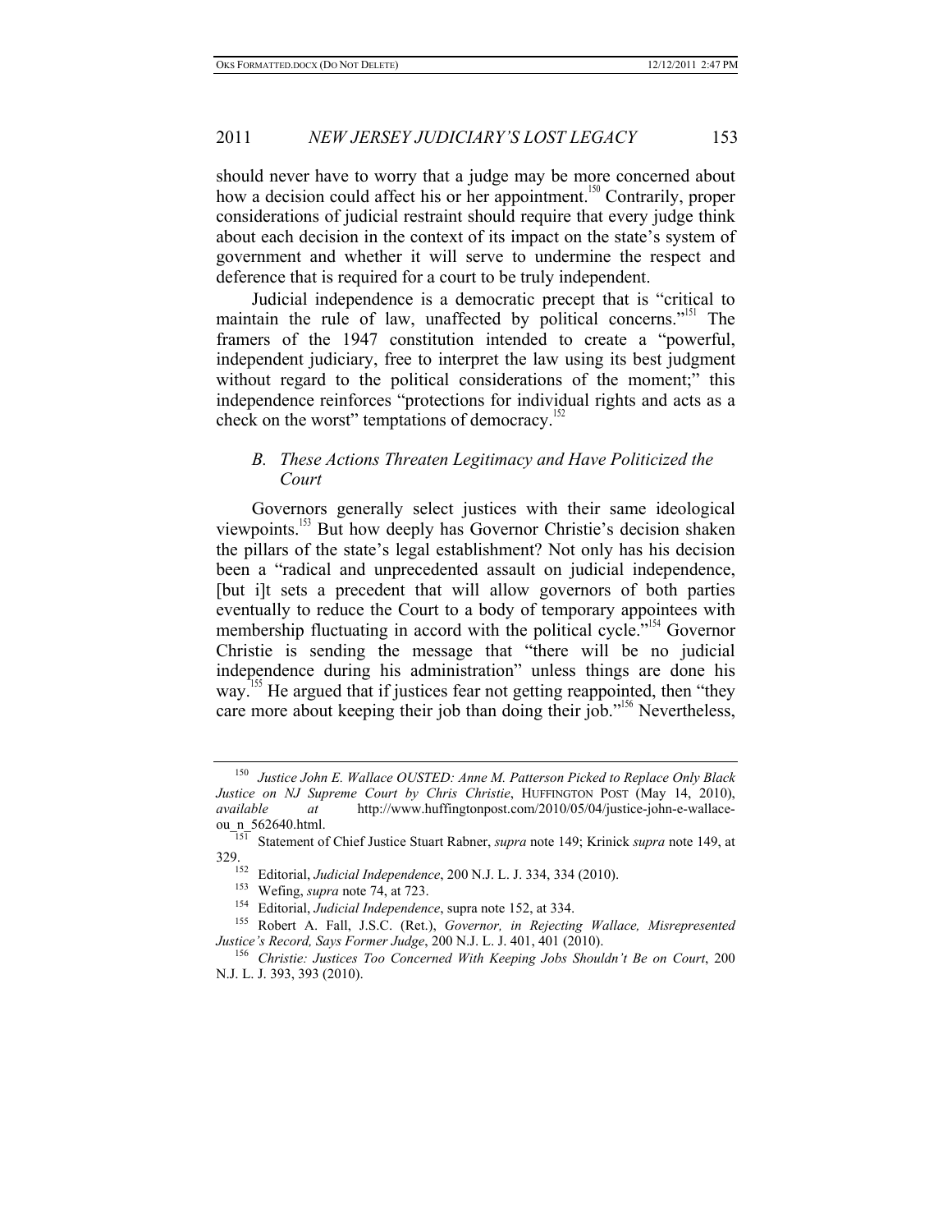should never have to worry that a judge may be more concerned about how a decision could affect his or her appointment.[150] Contrarily, proper considerations of judicial restraint should require that every judge think about each decision in the context of its impact on the state's system of government and whether it will serve to undermine the respect and deference that is required for a court to be truly independent.

Judicial independence is a democratic precept that is "critical to maintain the rule of law, unaffected by political concerns."[151] The framers of the 1947 constitution intended to create a "powerful, independent judiciary, free to interpret the law using its best judgment without regard to the political considerations of the moment;" this independence reinforces "protections for individual rights and acts as a check on the worst" temptations of democracy.[152]

### *B. These Actions Threaten Legitimacy and Have Politicized the Court*

Governors generally select justices with their same ideological viewpoints.[153] But how deeply has Governor Christie's decision shaken the pillars of the state's legal establishment? Not only has his decision been a "radical and unprecedented assault on judicial independence, [but i]t sets a precedent that will allow governors of both parties eventually to reduce the Court to a body of temporary appointees with membership fluctuating in accord with the political cycle."[154] Governor Christie is sending the message that "there will be no judicial independence during his administration" unless things are done his way.[155] He argued that if justices fear not getting reappointed, then "they care more about keeping their job than doing their job."[156] Nevertheless,

---

[150] *Justice John E. Wallace OUSTED: Anne M. Patterson Picked to Replace Only Black Justice on NJ Supreme Court by Chris Christie*, HUFFINGTON POST (May 14, 2010), *available at* http://www.huffingtonpost.com/2010/05/04/justice-john-e-wallace-ou_n_562640.html.

[151] Statement of Chief Justice Stuart Rabner, *supra* note 149; Krinick *supra* note 149, at 329.

[152] Editorial, *Judicial Independence*, 200 N.J. L. J. 334, 334 (2010).

[153] Wefing, *supra* note 74, at 723.

[154] Editorial, *Judicial Independence*, supra note 152, at 334.

[155] Robert A. Fall, J.S.C. (Ret.), *Governor, in Rejecting Wallace, Misrepresented Justice's Record, Says Former Judge*, 200 N.J. L. J. 401, 401 (2010).

[156] *Christie: Justices Too Concerned With Keeping Jobs Shouldn't Be on Court*, 200 N.J. L. J. 393, 393 (2010).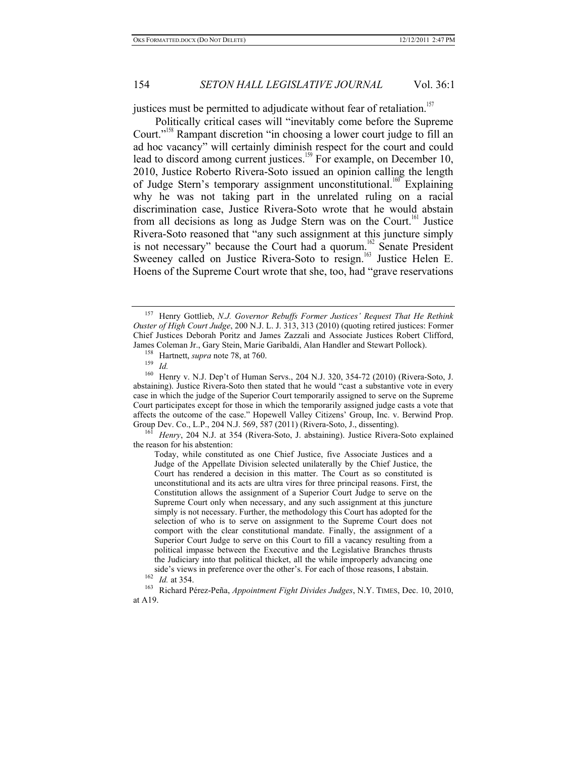justices must be permitted to adjudicate without fear of retaliation.[157]

Politically critical cases will "inevitably come before the Supreme Court."[158] Rampant discretion "in choosing a lower court judge to fill an ad hoc vacancy" will certainly diminish respect for the court and could lead to discord among current justices.[159] For example, on December 10, 2010, Justice Roberto Rivera-Soto issued an opinion calling the length of Judge Stern's temporary assignment unconstitutional.[160] Explaining why he was not taking part in the unrelated ruling on a racial discrimination case, Justice Rivera-Soto wrote that he would abstain from all decisions as long as Judge Stern was on the Court.[161] Justice Rivera-Soto reasoned that "any such assignment at this juncture simply is not necessary" because the Court had a quorum.[162] Senate President Sweeney called on Justice Rivera-Soto to resign.[163] Justice Helen E. Hoens of the Supreme Court wrote that she, too, had "grave reservations

---

[157] Henry Gottlieb, *N.J. Governor Rebuffs Former Justices' Request That He Rethink Ouster of High Court Judge*, 200 N.J. L. J. 313, 313 (2010) (quoting retired justices: Former Chief Justices Deborah Poritz and James Zazzali and Associate Justices Robert Clifford, James Coleman Jr., Gary Stein, Marie Garibaldi, Alan Handler and Stewart Pollock).

[158] Hartnett, *supra* note 78, at 760.

[159] *Id.*

[160] Henry v. N.J. Dep't of Human Servs., 204 N.J. 320, 354-72 (2010) (Rivera-Soto, J. abstaining). Justice Rivera-Soto then stated that he would "cast a substantive vote in every case in which the judge of the Superior Court temporarily assigned to serve on the Supreme Court participates except for those in which the temporarily assigned judge casts a vote that affects the outcome of the case." Hopewell Valley Citizens' Group, Inc. v. Berwind Prop. Group Dev. Co., L.P., 204 N.J. 569, 587 (2011) (Rivera-Soto, J., dissenting).

[161] *Henry*, 204 N.J. at 354 (Rivera-Soto, J. abstaining). Justice Rivera-Soto explained the reason for his abstention:

> Today, while constituted as one Chief Justice, five Associate Justices and a Judge of the Appellate Division selected unilaterally by the Chief Justice, the Court has rendered a decision in this matter. The Court as so constituted is unconstitutional and its acts are ultra vires for three principal reasons. First, the Constitution allows the assignment of a Superior Court Judge to serve on the Supreme Court only when necessary, and any such assignment at this juncture simply is not necessary. Further, the methodology this Court has adopted for the selection of who is to serve on assignment to the Supreme Court does not comport with the clear constitutional mandate. Finally, the assignment of a Superior Court Judge to serve on this Court to fill a vacancy resulting from a political impasse between the Executive and the Legislative Branches thrusts the Judiciary into that political thicket, all the while improperly advancing one side's views in preference over the other's. For each of those reasons, I abstain.

[162] *Id.* at 354.

[163] Richard Pérez-Peña, *Appointment Fight Divides Judges*, N.Y. TIMES, Dec. 10, 2010, at A19.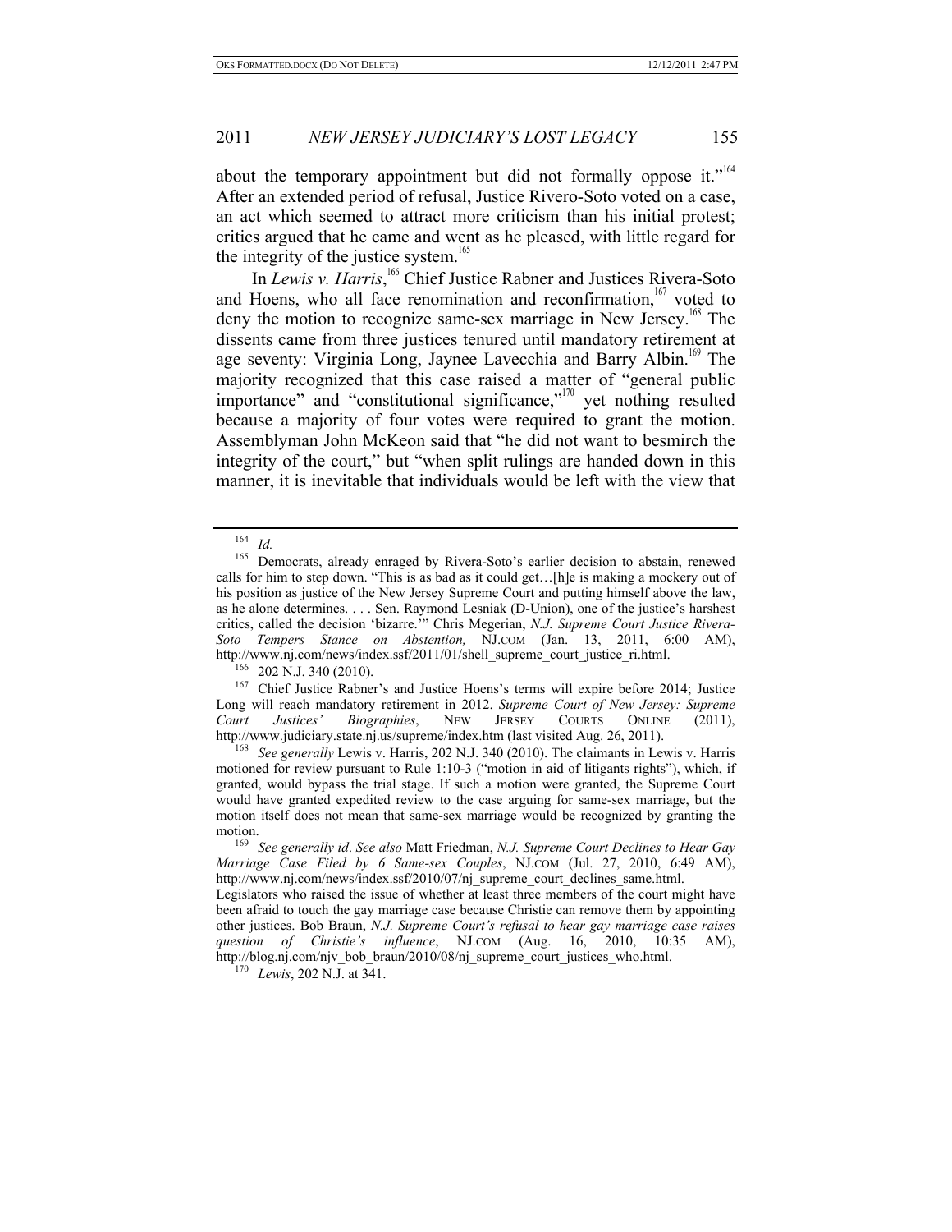about the temporary appointment but did not formally oppose it."[164] After an extended period of refusal, Justice Rivero-Soto voted on a case, an act which seemed to attract more criticism than his initial protest; critics argued that he came and went as he pleased, with little regard for the integrity of the justice system.[165]

In *Lewis v. Harris*,[166] Chief Justice Rabner and Justices Rivera-Soto and Hoens, who all face renomination and reconfirmation,[167] voted to deny the motion to recognize same-sex marriage in New Jersey.[168] The dissents came from three justices tenured until mandatory retirement at age seventy: Virginia Long, Jaynee Lavecchia and Barry Albin.[169] The majority recognized that this case raised a matter of "general public importance" and "constitutional significance,"[170] yet nothing resulted because a majority of four votes were required to grant the motion. Assemblyman John McKeon said that "he did not want to besmirch the integrity of the court," but "when split rulings are handed down in this manner, it is inevitable that individuals would be left with the view that

---

[164] *Id.*

[165] Democrats, already enraged by Rivera-Soto's earlier decision to abstain, renewed calls for him to step down. "This is as bad as it could get…[h]e is making a mockery out of his position as justice of the New Jersey Supreme Court and putting himself above the law, as he alone determines. . . . Sen. Raymond Lesniak (D-Union), one of the justice's harshest critics, called the decision 'bizarre.'" Chris Megerian, *N.J. Supreme Court Justice Rivera-Soto Tempers Stance on Abstention,* NJ.COM (Jan. 13, 2011, 6:00 AM), http://www.nj.com/news/index.ssf/2011/01/shell_supreme_court_justice_ri.html.

[166] 202 N.J. 340 (2010).

[167] Chief Justice Rabner's and Justice Hoens's terms will expire before 2014; Justice Long will reach mandatory retirement in 2012. *Supreme Court of New Jersey: Supreme Court Justices' Biographies*, NEW JERSEY COURTS ONLINE (2011), http://www.judiciary.state.nj.us/supreme/index.htm (last visited Aug. 26, 2011).

[168] *See generally* Lewis v. Harris, 202 N.J. 340 (2010). The claimants in Lewis v. Harris motioned for review pursuant to Rule 1:10-3 ("motion in aid of litigants rights"), which, if granted, would bypass the trial stage. If such a motion were granted, the Supreme Court would have granted expedited review to the case arguing for same-sex marriage, but the motion itself does not mean that same-sex marriage would be recognized by granting the motion.

[169] *See generally id*. *See also* Matt Friedman, *N.J. Supreme Court Declines to Hear Gay Marriage Case Filed by 6 Same-sex Couples*, NJ.COM (Jul. 27, 2010, 6:49 AM), http://www.nj.com/news/index.ssf/2010/07/nj_supreme_court_declines_same.html. Legislators who raised the issue of whether at least three members of the court might have been afraid to touch the gay marriage case because Christie can remove them by appointing other justices. Bob Braun, *N.J. Supreme Court's refusal to hear gay marriage case raises question of Christie's influence*, NJ.COM (Aug. 16, 2010, 10:35 AM), http://blog.nj.com/njv_bob_braun/2010/08/nj_supreme_court_justices_who.html.

[170] *Lewis*, 202 N.J. at 341.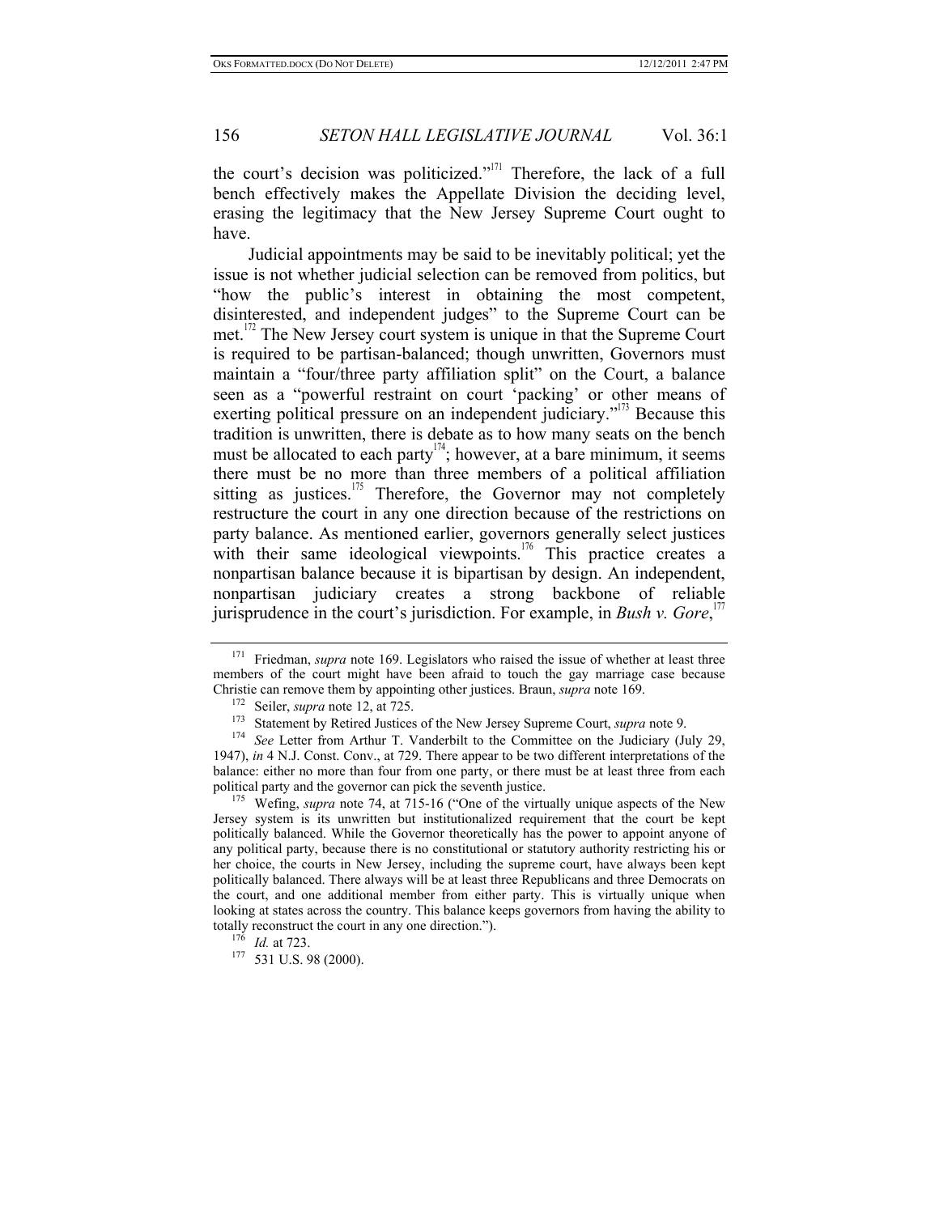the court's decision was politicized."[171] Therefore, the lack of a full bench effectively makes the Appellate Division the deciding level, erasing the legitimacy that the New Jersey Supreme Court ought to have.

Judicial appointments may be said to be inevitably political; yet the issue is not whether judicial selection can be removed from politics, but "how the public's interest in obtaining the most competent, disinterested, and independent judges" to the Supreme Court can be met.[172] The New Jersey court system is unique in that the Supreme Court is required to be partisan-balanced; though unwritten, Governors must maintain a "four/three party affiliation split" on the Court, a balance seen as a "powerful restraint on court 'packing' or other means of exerting political pressure on an independent judiciary."[173] Because this tradition is unwritten, there is debate as to how many seats on the bench must be allocated to each party[174]; however, at a bare minimum, it seems there must be no more than three members of a political affiliation sitting as justices.[175] Therefore, the Governor may not completely restructure the court in any one direction because of the restrictions on party balance. As mentioned earlier, governors generally select justices with their same ideological viewpoints.[176] This practice creates a nonpartisan balance because it is bipartisan by design. An independent, nonpartisan judiciary creates a strong backbone of reliable jurisprudence in the court's jurisdiction. For example, in *Bush v. Gore*,[177]

---

[171] Friedman, *supra* note 169. Legislators who raised the issue of whether at least three members of the court might have been afraid to touch the gay marriage case because Christie can remove them by appointing other justices. Braun, *supra* note 169.

[172] Seiler, *supra* note 12, at 725.

[173] Statement by Retired Justices of the New Jersey Supreme Court, *supra* note 9.

[174] *See* Letter from Arthur T. Vanderbilt to the Committee on the Judiciary (July 29, 1947), *in* 4 N.J. Const. Conv., at 729. There appear to be two different interpretations of the balance: either no more than four from one party, or there must be at least three from each political party and the governor can pick the seventh justice.

[175] Wefing, *supra* note 74, at 715-16 ("One of the virtually unique aspects of the New Jersey system is its unwritten but institutionalized requirement that the court be kept politically balanced. While the Governor theoretically has the power to appoint anyone of any political party, because there is no constitutional or statutory authority restricting his or her choice, the courts in New Jersey, including the supreme court, have always been kept politically balanced. There always will be at least three Republicans and three Democrats on the court, and one additional member from either party. This is virtually unique when looking at states across the country. This balance keeps governors from having the ability to totally reconstruct the court in any one direction.").

[176] *Id.* at 723.

[177] 531 U.S. 98 (2000).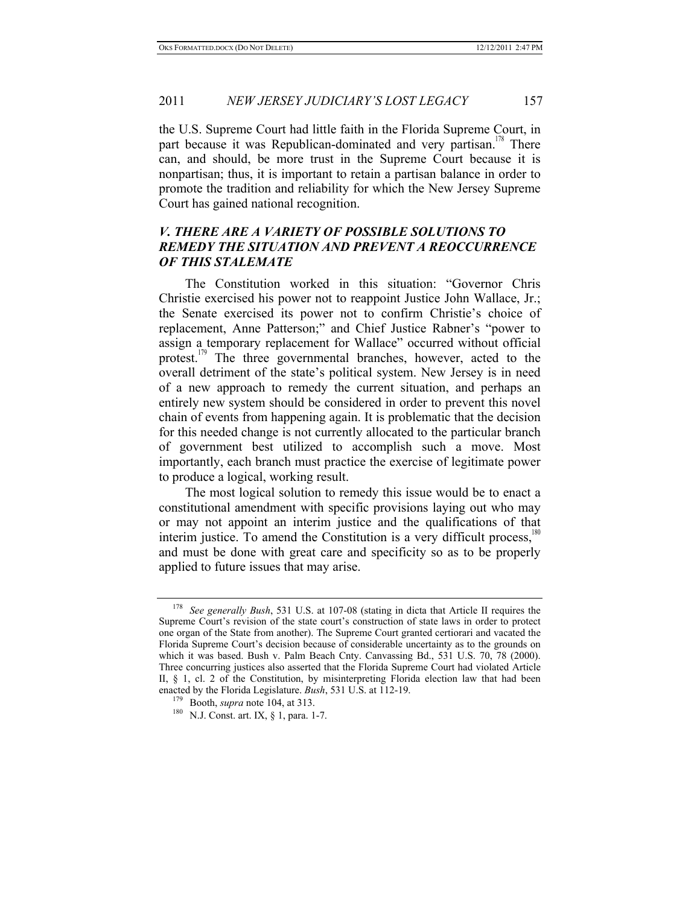the U.S. Supreme Court had little faith in the Florida Supreme Court, in part because it was Republican-dominated and very partisan.[178] There can, and should, be more trust in the Supreme Court because it is nonpartisan; thus, it is important to retain a partisan balance in order to promote the tradition and reliability for which the New Jersey Supreme Court has gained national recognition.

## *V. THERE ARE A VARIETY OF POSSIBLE SOLUTIONS TO REMEDY THE SITUATION AND PREVENT A REOCCURRENCE OF THIS STALEMATE*

The Constitution worked in this situation: "Governor Chris Christie exercised his power not to reappoint Justice John Wallace, Jr.; the Senate exercised its power not to confirm Christie's choice of replacement, Anne Patterson;" and Chief Justice Rabner's "power to assign a temporary replacement for Wallace" occurred without official protest.[179] The three governmental branches, however, acted to the overall detriment of the state's political system. New Jersey is in need of a new approach to remedy the current situation, and perhaps an entirely new system should be considered in order to prevent this novel chain of events from happening again. It is problematic that the decision for this needed change is not currently allocated to the particular branch of government best utilized to accomplish such a move. Most importantly, each branch must practice the exercise of legitimate power to produce a logical, working result.

The most logical solution to remedy this issue would be to enact a constitutional amendment with specific provisions laying out who may or may not appoint an interim justice and the qualifications of that interim justice. To amend the Constitution is a very difficult process,[180] and must be done with great care and specificity so as to be properly applied to future issues that may arise.

---

[178] *See generally Bush*, 531 U.S. at 107-08 (stating in dicta that Article II requires the Supreme Court's revision of the state court's construction of state laws in order to protect one organ of the State from another). The Supreme Court granted certiorari and vacated the Florida Supreme Court's decision because of considerable uncertainty as to the grounds on which it was based. Bush v. Palm Beach Cnty. Canvassing Bd., 531 U.S. 70, 78 (2000). Three concurring justices also asserted that the Florida Supreme Court had violated Article II, § 1, cl. 2 of the Constitution, by misinterpreting Florida election law that had been enacted by the Florida Legislature. *Bush*, 531 U.S. at 112-19.

[179] Booth, *supra* note 104, at 313.

[180] N.J. Const. art. IX, § 1, para. 1-7.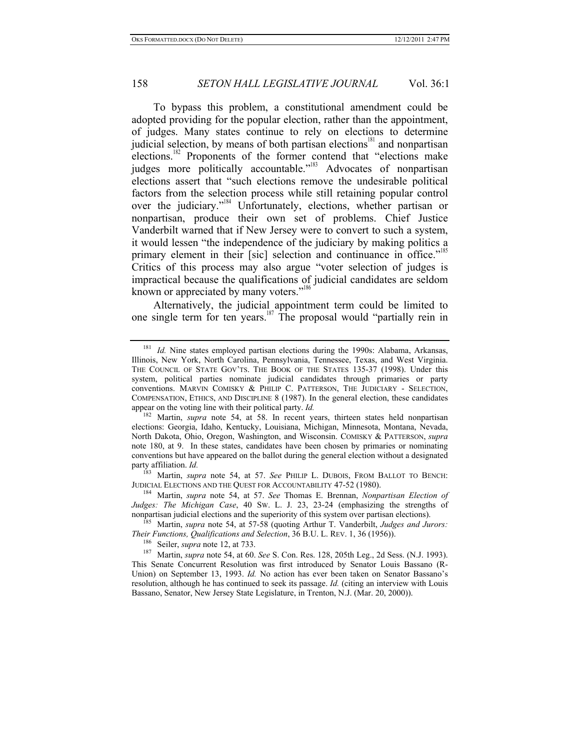To bypass this problem, a constitutional amendment could be adopted providing for the popular election, rather than the appointment, of judges. Many states continue to rely on elections to determine judicial selection, by means of both partisan elections[181] and nonpartisan elections.[182] Proponents of the former contend that "elections make judges more politically accountable."[183] Advocates of nonpartisan elections assert that "such elections remove the undesirable political factors from the selection process while still retaining popular control over the judiciary."[184] Unfortunately, elections, whether partisan or nonpartisan, produce their own set of problems. Chief Justice Vanderbilt warned that if New Jersey were to convert to such a system, it would lessen "the independence of the judiciary by making politics a primary element in their [sic] selection and continuance in office."[185] Critics of this process may also argue "voter selection of judges is impractical because the qualifications of judicial candidates are seldom known or appreciated by many voters."[186]

Alternatively, the judicial appointment term could be limited to one single term for ten years.[187] The proposal would "partially rein in

---

[181] *Id.* Nine states employed partisan elections during the 1990s: Alabama, Arkansas, Illinois, New York, North Carolina, Pennsylvania, Tennessee, Texas, and West Virginia. THE COUNCIL OF STATE GOV'TS. THE BOOK OF THE STATES 135-37 (1998). Under this system, political parties nominate judicial candidates through primaries or party conventions. MARVIN COMISKY & PHILIP C. PATTERSON, THE JUDICIARY - SELECTION, COMPENSATION, ETHICS, AND DISCIPLINE 8 (1987). In the general election, these candidates appear on the voting line with their political party. *Id.*

[182] Martin, *supra* note 54, at 58. In recent years, thirteen states held nonpartisan elections: Georgia, Idaho, Kentucky, Louisiana, Michigan, Minnesota, Montana, Nevada, North Dakota, Ohio, Oregon, Washington, and Wisconsin. COMISKY & PATTERSON, *supra* note 180, at 9. In these states, candidates have been chosen by primaries or nominating conventions but have appeared on the ballot during the general election without a designated party affiliation. *Id.*

[183] Martin, *supra* note 54, at 57. *See* PHILIP L. DUBOIS, FROM BALLOT TO BENCH: JUDICIAL ELECTIONS AND THE QUEST FOR ACCOUNTABILITY 47-52 (1980).

[184] Martin, *supra* note 54, at 57. *See* Thomas E. Brennan, *Nonpartisan Election of Judges: The Michigan Case*, 40 SW. L. J. 23, 23-24 (emphasizing the strengths of nonpartisan judicial elections and the superiority of this system over partisan elections).

[185] Martin, *supra* note 54, at 57-58 (quoting Arthur T. Vanderbilt, *Judges and Jurors: Their Functions, Qualifications and Selection*, 36 B.U. L. REV. 1, 36 (1956)).

[186] Seiler, *supra* note 12, at 733.

[187] Martin, *supra* note 54, at 60. *See* S. Con. Res. 128, 205th Leg., 2d Sess. (N.J. 1993). This Senate Concurrent Resolution was first introduced by Senator Louis Bassano (R-Union) on September 13, 1993. *Id.* No action has ever been taken on Senator Bassano's resolution, although he has continued to seek its passage. *Id.* (citing an interview with Louis Bassano, Senator, New Jersey State Legislature, in Trenton, N.J. (Mar. 20, 2000)).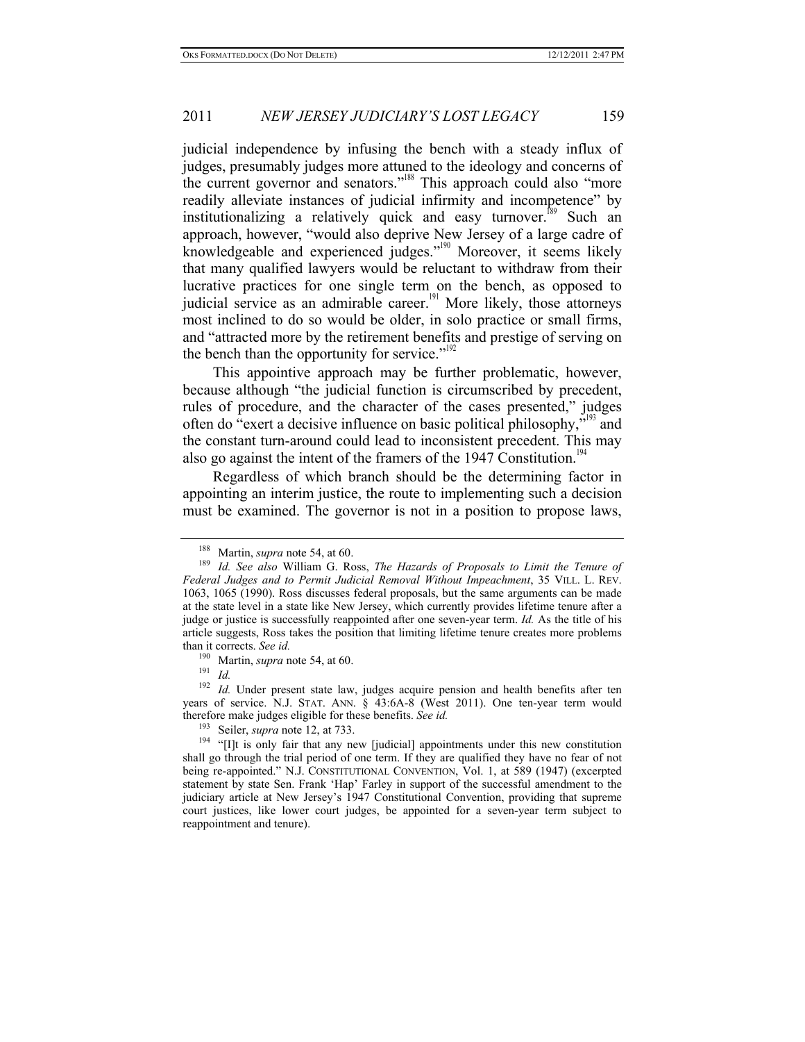judicial independence by infusing the bench with a steady influx of judges, presumably judges more attuned to the ideology and concerns of the current governor and senators."[188] This approach could also "more readily alleviate instances of judicial infirmity and incompetence" by institutionalizing a relatively quick and easy turnover.[189] Such an approach, however, "would also deprive New Jersey of a large cadre of knowledgeable and experienced judges."[190] Moreover, it seems likely that many qualified lawyers would be reluctant to withdraw from their lucrative practices for one single term on the bench, as opposed to judicial service as an admirable career.[191] More likely, those attorneys most inclined to do so would be older, in solo practice or small firms, and "attracted more by the retirement benefits and prestige of serving on the bench than the opportunity for service."[192]

This appointive approach may be further problematic, however, because although "the judicial function is circumscribed by precedent, rules of procedure, and the character of the cases presented," judges often do "exert a decisive influence on basic political philosophy,"[193] and the constant turn-around could lead to inconsistent precedent. This may also go against the intent of the framers of the 1947 Constitution.[194]

Regardless of which branch should be the determining factor in appointing an interim justice, the route to implementing such a decision must be examined. The governor is not in a position to propose laws,

---

[188] Martin, *supra* note 54, at 60.

[189] *Id. See also* William G. Ross, *The Hazards of Proposals to Limit the Tenure of Federal Judges and to Permit Judicial Removal Without Impeachment*, 35 VILL. L. REV. 1063, 1065 (1990). Ross discusses federal proposals, but the same arguments can be made at the state level in a state like New Jersey, which currently provides lifetime tenure after a judge or justice is successfully reappointed after one seven-year term. *Id.* As the title of his article suggests, Ross takes the position that limiting lifetime tenure creates more problems than it corrects. *See id.*

[190] Martin, *supra* note 54, at 60.

[191] *Id.*

[192] *Id.* Under present state law, judges acquire pension and health benefits after ten years of service. N.J. STAT. ANN. § 43:6A-8 (West 2011). One ten-year term would therefore make judges eligible for these benefits. *See id.*

[193] Seiler, *supra* note 12, at 733.

[194] "[I]t is only fair that any new [judicial] appointments under this new constitution shall go through the trial period of one term. If they are qualified they have no fear of not being re-appointed." N.J. CONSTITUTIONAL CONVENTION, Vol. 1, at 589 (1947) (excerpted statement by state Sen. Frank 'Hap' Farley in support of the successful amendment to the judiciary article at New Jersey's 1947 Constitutional Convention, providing that supreme court justices, like lower court judges, be appointed for a seven-year term subject to reappointment and tenure).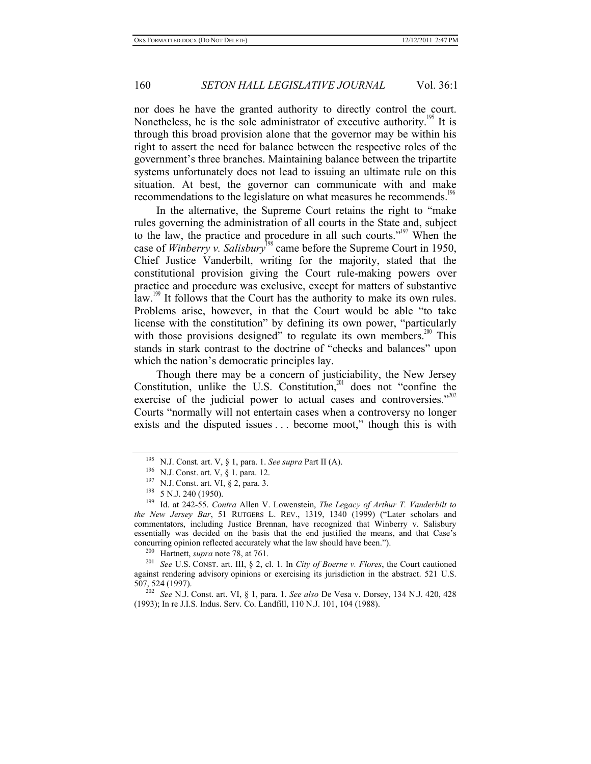nor does he have the granted authority to directly control the court. Nonetheless, he is the sole administrator of executive authority.[195] It is through this broad provision alone that the governor may be within his right to assert the need for balance between the respective roles of the government's three branches. Maintaining balance between the tripartite systems unfortunately does not lead to issuing an ultimate rule on this situation. At best, the governor can communicate with and make recommendations to the legislature on what measures he recommends.[196]

In the alternative, the Supreme Court retains the right to "make rules governing the administration of all courts in the State and, subject to the law, the practice and procedure in all such courts."[197] When the case of *Winberry v. Salisbury*[198] came before the Supreme Court in 1950, Chief Justice Vanderbilt, writing for the majority, stated that the constitutional provision giving the Court rule-making powers over practice and procedure was exclusive, except for matters of substantive law.[199] It follows that the Court has the authority to make its own rules. Problems arise, however, in that the Court would be able "to take license with the constitution" by defining its own power, "particularly with those provisions designed" to regulate its own members.[200] This stands in stark contrast to the doctrine of "checks and balances" upon which the nation's democratic principles lay.

Though there may be a concern of justiciability, the New Jersey Constitution, unlike the U.S. Constitution,[201] does not "confine the exercise of the judicial power to actual cases and controversies."[202] Courts "normally will not entertain cases when a controversy no longer exists and the disputed issues . . . become moot," though this is with

---

[195] N.J. Const. art. V, § 1, para. 1. *See supra* Part II (A).

[196] N.J. Const. art. V, § 1. para. 12.

[197] N.J. Const. art. VI, § 2, para. 3.

[198] 5 N.J. 240 (1950).

[199] Id. at 242-55. *Contra* Allen V. Lowenstein, *The Legacy of Arthur T. Vanderbilt to the New Jersey Bar*, 51 RUTGERS L. REV., 1319, 1340 (1999) ("Later scholars and commentators, including Justice Brennan, have recognized that Winberry v. Salisbury essentially was decided on the basis that the end justified the means, and that Case's concurring opinion reflected accurately what the law should have been.").

[200] Hartnett, *supra* note 78, at 761.

[201] *See* U.S. CONST. art. III, § 2, cl. 1. In *City of Boerne v. Flores*, the Court cautioned against rendering advisory opinions or exercising its jurisdiction in the abstract. 521 U.S. 507, 524 (1997).

[202] *See* N.J. Const. art. VI, § 1, para. 1. *See also* De Vesa v. Dorsey, 134 N.J. 420, 428 (1993); In re J.I.S. Indus. Serv. Co. Landfill, 110 N.J. 101, 104 (1988).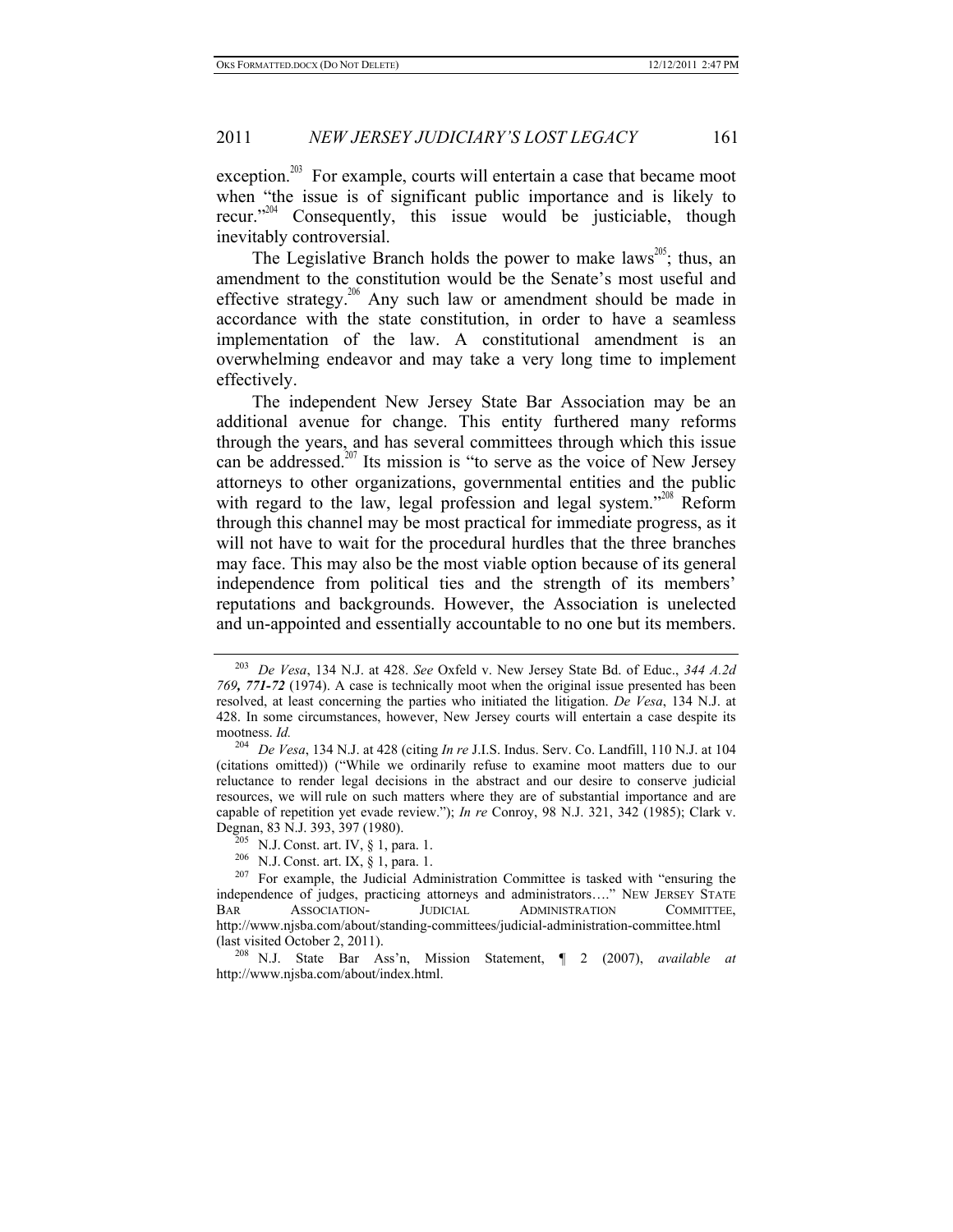exception.[203] For example, courts will entertain a case that became moot when "the issue is of significant public importance and is likely to recur."[204] Consequently, this issue would be justiciable, though inevitably controversial.

The Legislative Branch holds the power to make laws[205]; thus, an amendment to the constitution would be the Senate's most useful and effective strategy.[206] Any such law or amendment should be made in accordance with the state constitution, in order to have a seamless implementation of the law. A constitutional amendment is an overwhelming endeavor and may take a very long time to implement effectively.

The independent New Jersey State Bar Association may be an additional avenue for change. This entity furthered many reforms through the years, and has several committees through which this issue can be addressed.[207] Its mission is "to serve as the voice of New Jersey attorneys to other organizations, governmental entities and the public with regard to the law, legal profession and legal system."[208] Reform through this channel may be most practical for immediate progress, as it will not have to wait for the procedural hurdles that the three branches may face. This may also be the most viable option because of its general independence from political ties and the strength of its members' reputations and backgrounds. However, the Association is unelected and un-appointed and essentially accountable to no one but its members.

---

[203] *De Vesa*, 134 N.J. at 428. *See* Oxfeld v. New Jersey State Bd. of Educ., *344 A.2d 769, 771-72* (1974). A case is technically moot when the original issue presented has been resolved, at least concerning the parties who initiated the litigation. *De Vesa*, 134 N.J. at 428. In some circumstances, however, New Jersey courts will entertain a case despite its mootness. *Id.*

[204] *De Vesa*, 134 N.J. at 428 (citing *In re* J.I.S. Indus. Serv. Co. Landfill, 110 N.J. at 104 (citations omitted)) ("While we ordinarily refuse to examine moot matters due to our reluctance to render legal decisions in the abstract and our desire to conserve judicial resources, we will rule on such matters where they are of substantial importance and are capable of repetition yet evade review."); *In re* Conroy, 98 N.J. 321, 342 (1985); Clark v. Degnan, 83 N.J. 393, 397 (1980).

[205] N.J. Const. art. IV, § 1, para. 1.

[206] N.J. Const. art. IX, § 1, para. 1.

[207] For example, the Judicial Administration Committee is tasked with "ensuring the independence of judges, practicing attorneys and administrators…." NEW JERSEY STATE BAR ASSOCIATION- JUDICIAL ADMINISTRATION COMMITTEE, http://www.njsba.com/about/standing-committees/judicial-administration-committee.html (last visited October 2, 2011).

[208] N.J. State Bar Ass'n, Mission Statement, ¶ 2 (2007), *available at* http://www.njsba.com/about/index.html.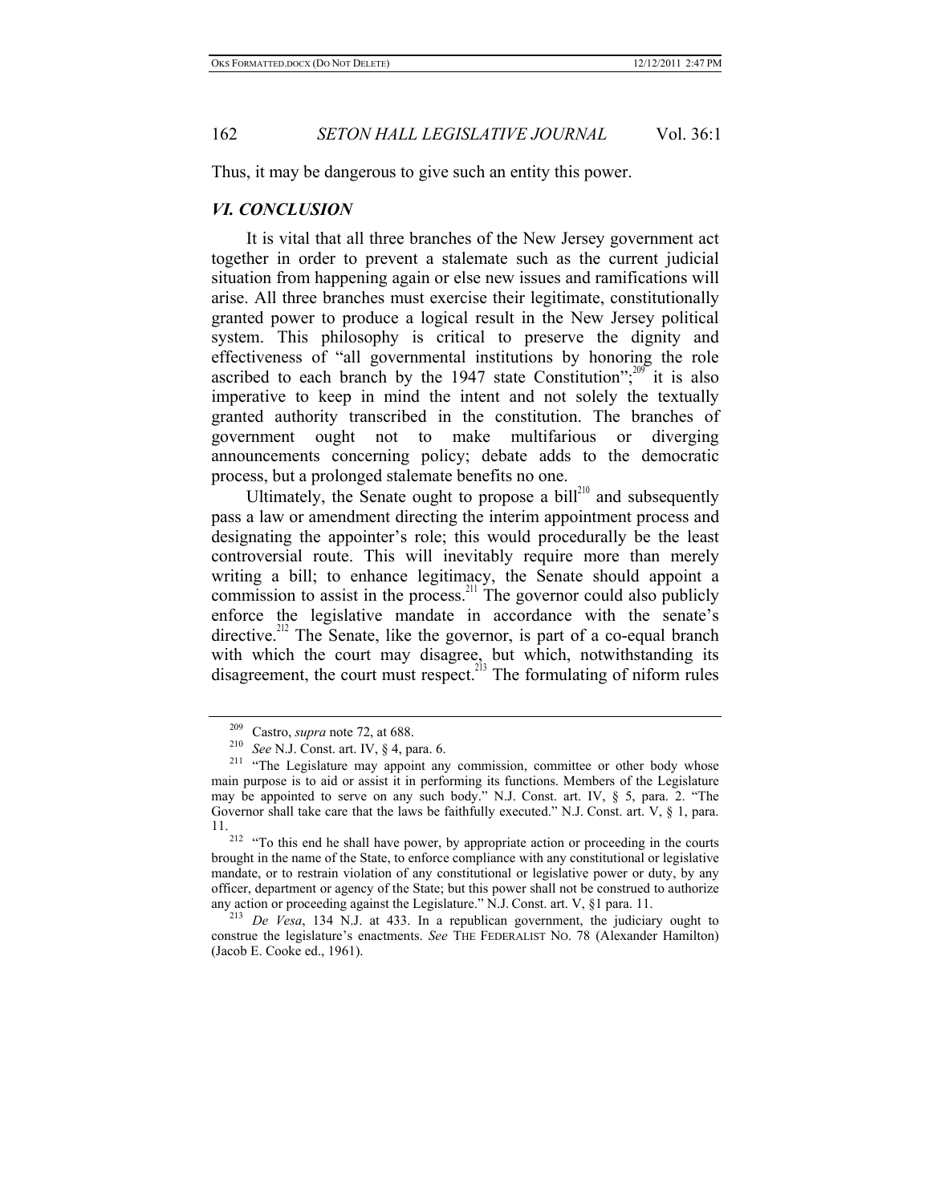Thus, it may be dangerous to give such an entity this power.

## *VI. CONCLUSION*

It is vital that all three branches of the New Jersey government act together in order to prevent a stalemate such as the current judicial situation from happening again or else new issues and ramifications will arise. All three branches must exercise their legitimate, constitutionally granted power to produce a logical result in the New Jersey political system. This philosophy is critical to preserve the dignity and effectiveness of "all governmental institutions by honoring the role ascribed to each branch by the 1947 state Constitution";[209] it is also imperative to keep in mind the intent and not solely the textually granted authority transcribed in the constitution. The branches of government ought not to make multifarious or diverging announcements concerning policy; debate adds to the democratic process, but a prolonged stalemate benefits no one.

Ultimately, the Senate ought to propose a bill[210] and subsequently pass a law or amendment directing the interim appointment process and designating the appointer's role; this would procedurally be the least controversial route. This will inevitably require more than merely writing a bill; to enhance legitimacy, the Senate should appoint a commission to assist in the process.[211] The governor could also publicly enforce the legislative mandate in accordance with the senate's directive.[212] The Senate, like the governor, is part of a co-equal branch with which the court may disagree, but which, notwithstanding its disagreement, the court must respect.[213] The formulating of niform rules

---

[209] Castro, *supra* note 72, at 688.

[210] *See* N.J. Const. art. IV, § 4, para. 6.

[211] "The Legislature may appoint any commission, committee or other body whose main purpose is to aid or assist it in performing its functions. Members of the Legislature may be appointed to serve on any such body." N.J. Const. art. IV, § 5, para. 2. "The Governor shall take care that the laws be faithfully executed." N.J. Const. art. V, § 1, para. 11.

[212] "To this end he shall have power, by appropriate action or proceeding in the courts brought in the name of the State, to enforce compliance with any constitutional or legislative mandate, or to restrain violation of any constitutional or legislative power or duty, by any officer, department or agency of the State; but this power shall not be construed to authorize any action or proceeding against the Legislature." N.J. Const. art. V, §1 para. 11.

[213] *De Vesa*, 134 N.J. at 433. In a republican government, the judiciary ought to construe the legislature's enactments. *See* THE FEDERALIST NO. 78 (Alexander Hamilton) (Jacob E. Cooke ed., 1961).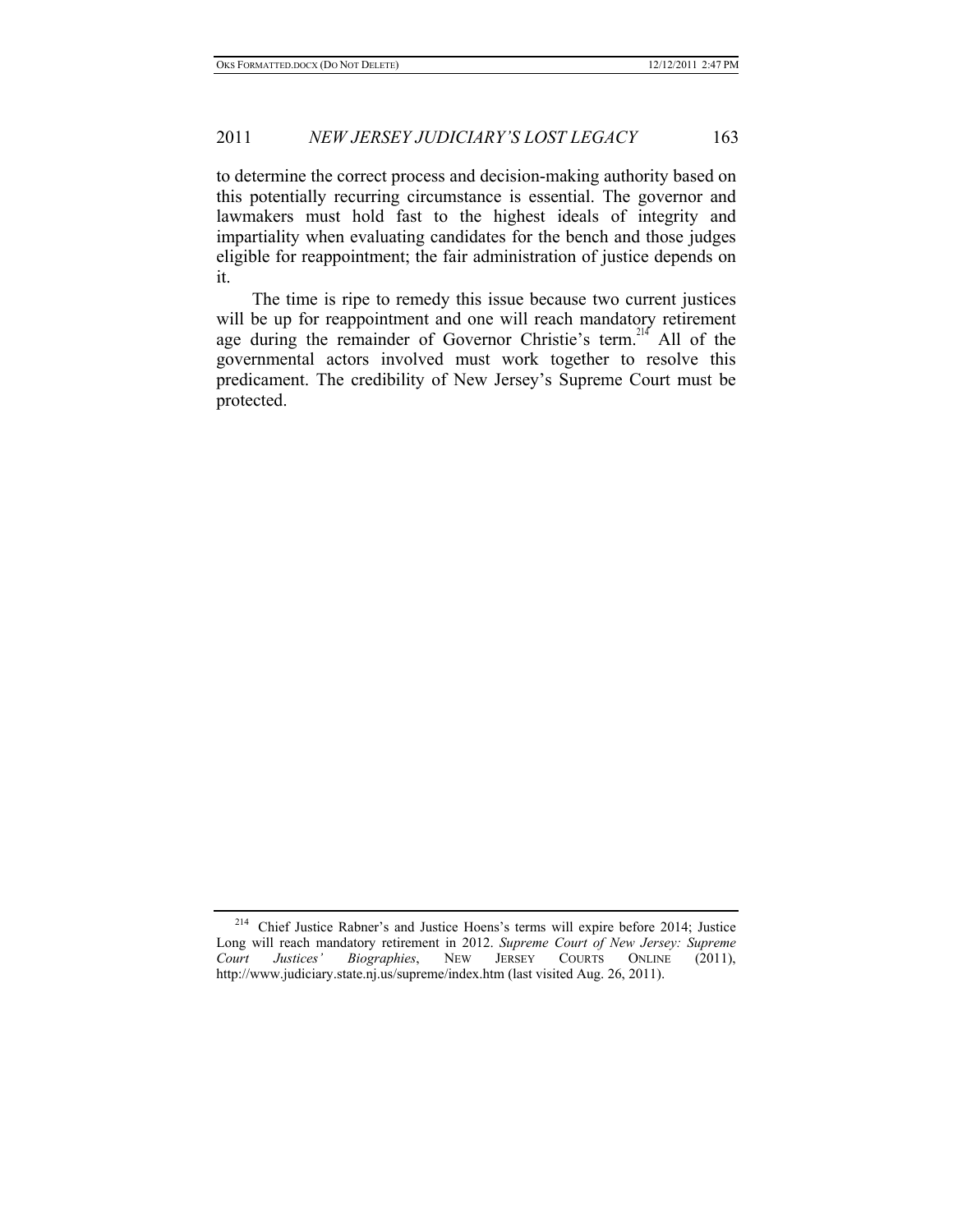to determine the correct process and decision-making authority based on this potentially recurring circumstance is essential. The governor and lawmakers must hold fast to the highest ideals of integrity and impartiality when evaluating candidates for the bench and those judges eligible for reappointment; the fair administration of justice depends on it.

The time is ripe to remedy this issue because two current justices will be up for reappointment and one will reach mandatory retirement age during the remainder of Governor Christie's term.[214] All of the governmental actors involved must work together to resolve this predicament. The credibility of New Jersey's Supreme Court must be protected.

---

[214] Chief Justice Rabner's and Justice Hoens's terms will expire before 2014; Justice Long will reach mandatory retirement in 2012. *Supreme Court of New Jersey: Supreme Court Justices' Biographies*, NEW JERSEY COURTS ONLINE (2011), http://www.judiciary.state.nj.us/supreme/index.htm (last visited Aug. 26, 2011).